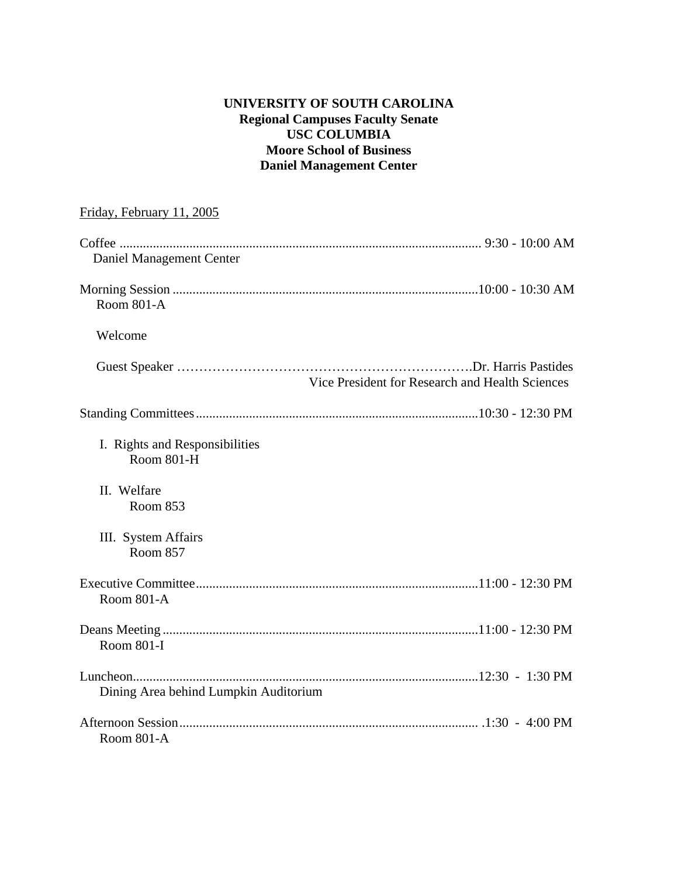**UNIVERSITY OF SOUTH CAROLINA**
**Regional Campuses Faculty Senate**
**USC COLUMBIA**
**Moore School of Business**
**Daniel Management Center**

Friday, February 11, 2005

Coffee ............................................................................................................ 9:30 - 10:00 AM
Daniel Management Center

Morning Session ...........................................................................................10:00 - 10:30 AM
Room 801-A

Welcome

Guest Speaker ………………………………………………………….Dr. Harris Pastides
Vice President for Research and Health Sciences

Standing Committees....................................................................................10:30 - 12:30 PM

I. Rights and Responsibilities
Room 801-H

II. Welfare
Room 853

III. System Affairs
Room 857

Executive Committee....................................................................................11:00 - 12:30 PM
Room 801-A

Deans Meeting..............................................................................................11:00 - 12:30 PM
Room 801-I

Luncheon.......................................................................................................12:30 - 1:30 PM
Dining Area behind Lumpkin Auditorium

Afternoon Session......................................................................................... .1:30 - 4:00 PM
Room 801-A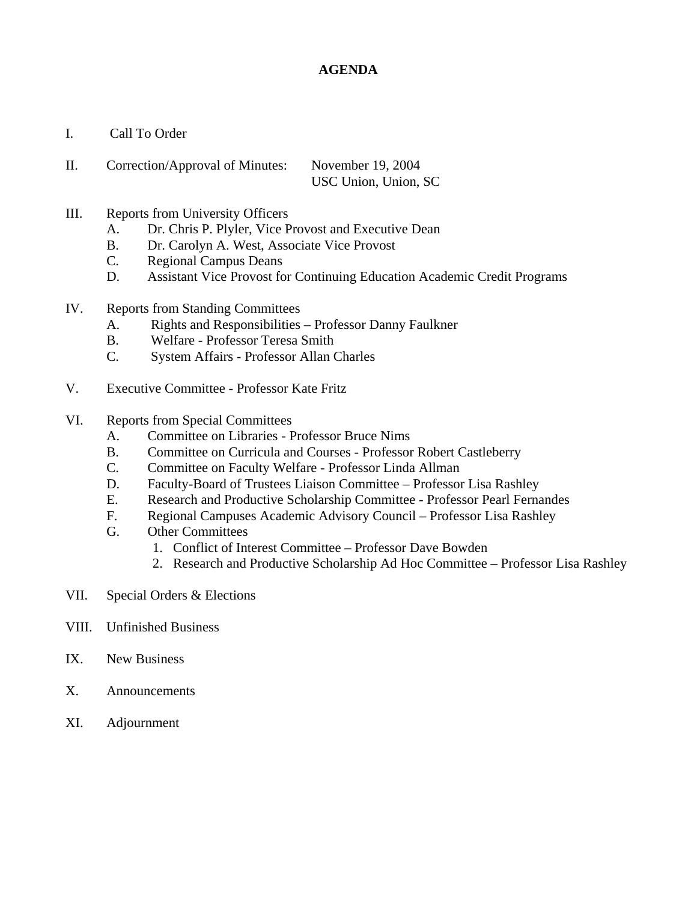# AGENDA

I. Call To Order

II. Correction/Approval of Minutes: November 19, 2004
USC Union, Union, SC

III. Reports from University Officers
   - A. Dr. Chris P. Plyler, Vice Provost and Executive Dean
   - B. Dr. Carolyn A. West, Associate Vice Provost
   - C. Regional Campus Deans
   - D. Assistant Vice Provost for Continuing Education Academic Credit Programs

IV. Reports from Standing Committees
   - A. Rights and Responsibilities – Professor Danny Faulkner
   - B. Welfare - Professor Teresa Smith
   - C. System Affairs - Professor Allan Charles

V. Executive Committee - Professor Kate Fritz

VI. Reports from Special Committees
   - A. Committee on Libraries - Professor Bruce Nims
   - B. Committee on Curricula and Courses - Professor Robert Castleberry
   - C. Committee on Faculty Welfare - Professor Linda Allman
   - D. Faculty-Board of Trustees Liaison Committee – Professor Lisa Rashley
   - E. Research and Productive Scholarship Committee - Professor Pearl Fernandes
   - F. Regional Campuses Academic Advisory Council – Professor Lisa Rashley
   - G. Other Committees
     1. Conflict of Interest Committee – Professor Dave Bowden
     2. Research and Productive Scholarship Ad Hoc Committee – Professor Lisa Rashley

VII. Special Orders & Elections

VIII. Unfinished Business

IX. New Business

X. Announcements

XI. Adjournment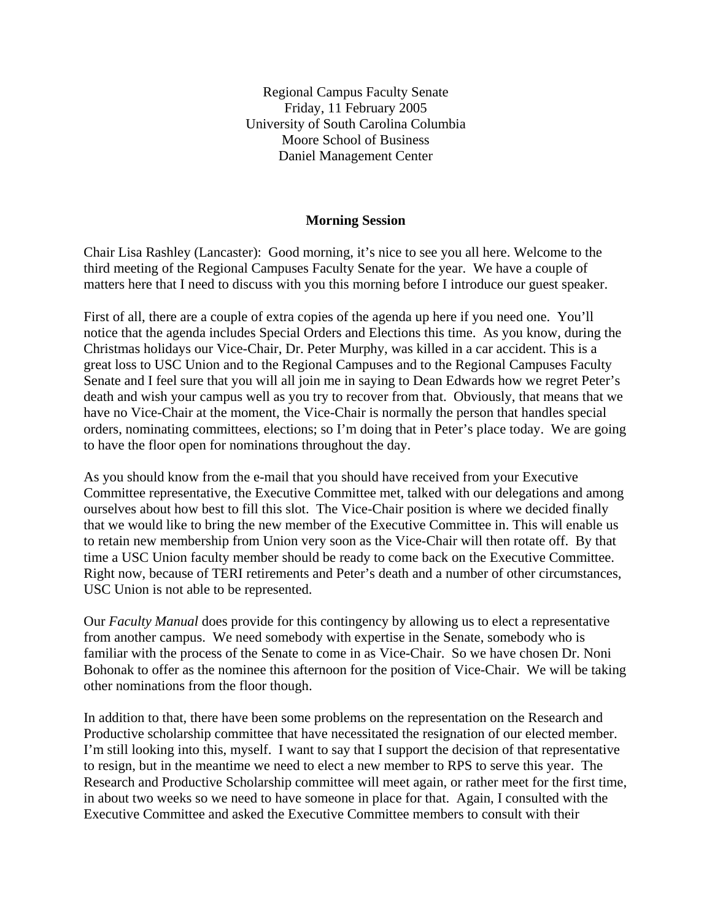Regional Campus Faculty Senate
Friday, 11 February 2005
University of South Carolina Columbia
Moore School of Business
Daniel Management Center

## Morning Session

Chair Lisa Rashley (Lancaster): Good morning, it's nice to see you all here. Welcome to the third meeting of the Regional Campuses Faculty Senate for the year. We have a couple of matters here that I need to discuss with you this morning before I introduce our guest speaker.

First of all, there are a couple of extra copies of the agenda up here if you need one. You'll notice that the agenda includes Special Orders and Elections this time. As you know, during the Christmas holidays our Vice-Chair, Dr. Peter Murphy, was killed in a car accident. This is a great loss to USC Union and to the Regional Campuses and to the Regional Campuses Faculty Senate and I feel sure that you will all join me in saying to Dean Edwards how we regret Peter's death and wish your campus well as you try to recover from that. Obviously, that means that we have no Vice-Chair at the moment, the Vice-Chair is normally the person that handles special orders, nominating committees, elections; so I'm doing that in Peter's place today. We are going to have the floor open for nominations throughout the day.

As you should know from the e-mail that you should have received from your Executive Committee representative, the Executive Committee met, talked with our delegations and among ourselves about how best to fill this slot. The Vice-Chair position is where we decided finally that we would like to bring the new member of the Executive Committee in. This will enable us to retain new membership from Union very soon as the Vice-Chair will then rotate off. By that time a USC Union faculty member should be ready to come back on the Executive Committee. Right now, because of TERI retirements and Peter's death and a number of other circumstances, USC Union is not able to be represented.

Our *Faculty Manual* does provide for this contingency by allowing us to elect a representative from another campus. We need somebody with expertise in the Senate, somebody who is familiar with the process of the Senate to come in as Vice-Chair. So we have chosen Dr. Noni Bohonak to offer as the nominee this afternoon for the position of Vice-Chair. We will be taking other nominations from the floor though.

In addition to that, there have been some problems on the representation on the Research and Productive scholarship committee that have necessitated the resignation of our elected member. I'm still looking into this, myself. I want to say that I support the decision of that representative to resign, but in the meantime we need to elect a new member to RPS to serve this year. The Research and Productive Scholarship committee will meet again, or rather meet for the first time, in about two weeks so we need to have someone in place for that. Again, I consulted with the Executive Committee and asked the Executive Committee members to consult with their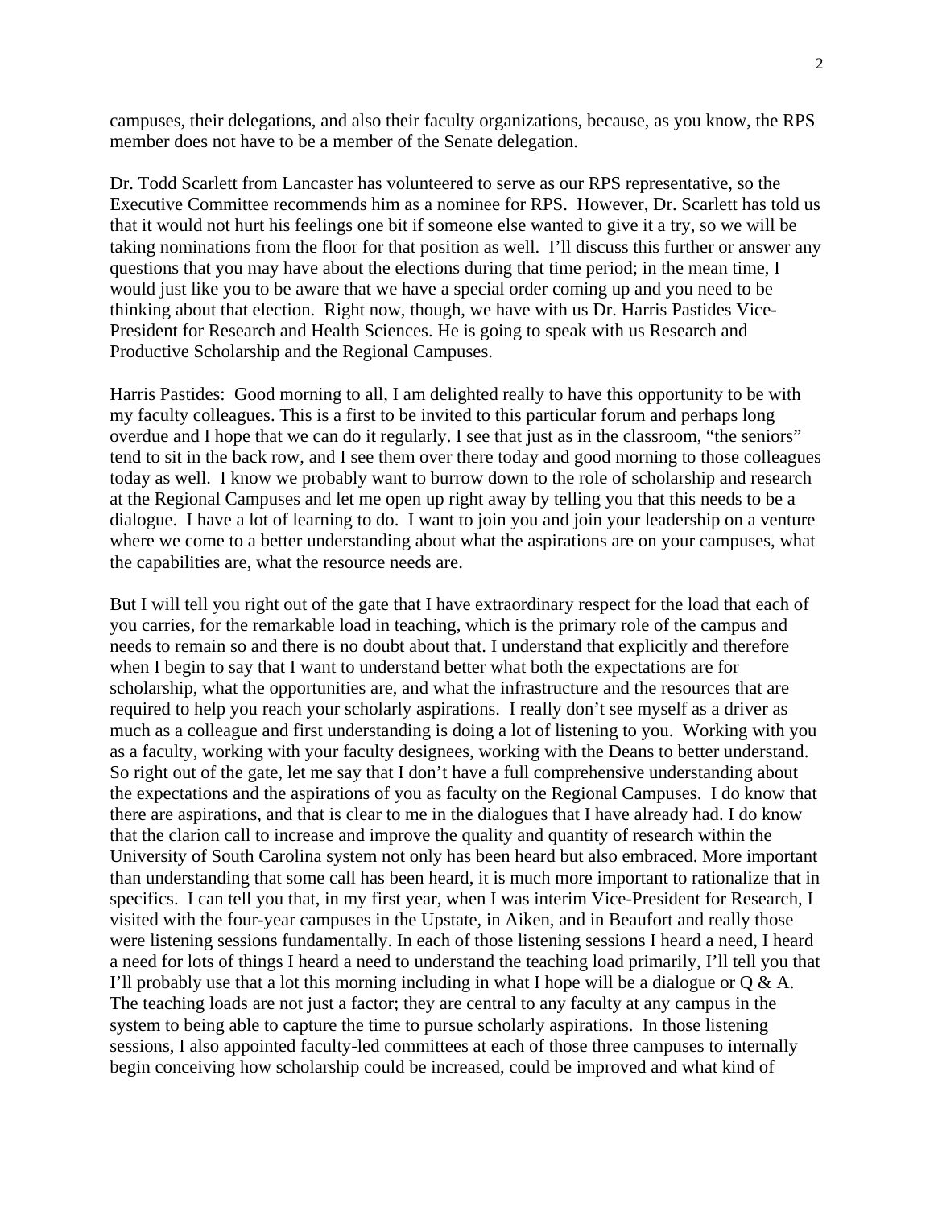campuses, their delegations, and also their faculty organizations, because, as you know, the RPS member does not have to be a member of the Senate delegation.

Dr. Todd Scarlett from Lancaster has volunteered to serve as our RPS representative, so the Executive Committee recommends him as a nominee for RPS. However, Dr. Scarlett has told us that it would not hurt his feelings one bit if someone else wanted to give it a try, so we will be taking nominations from the floor for that position as well. I'll discuss this further or answer any questions that you may have about the elections during that time period; in the mean time, I would just like you to be aware that we have a special order coming up and you need to be thinking about that election. Right now, though, we have with us Dr. Harris Pastides Vice-President for Research and Health Sciences. He is going to speak with us Research and Productive Scholarship and the Regional Campuses.

Harris Pastides: Good morning to all, I am delighted really to have this opportunity to be with my faculty colleagues. This is a first to be invited to this particular forum and perhaps long overdue and I hope that we can do it regularly. I see that just as in the classroom, "the seniors" tend to sit in the back row, and I see them over there today and good morning to those colleagues today as well. I know we probably want to burrow down to the role of scholarship and research at the Regional Campuses and let me open up right away by telling you that this needs to be a dialogue. I have a lot of learning to do. I want to join you and join your leadership on a venture where we come to a better understanding about what the aspirations are on your campuses, what the capabilities are, what the resource needs are.

But I will tell you right out of the gate that I have extraordinary respect for the load that each of you carries, for the remarkable load in teaching, which is the primary role of the campus and needs to remain so and there is no doubt about that. I understand that explicitly and therefore when I begin to say that I want to understand better what both the expectations are for scholarship, what the opportunities are, and what the infrastructure and the resources that are required to help you reach your scholarly aspirations. I really don't see myself as a driver as much as a colleague and first understanding is doing a lot of listening to you. Working with you as a faculty, working with your faculty designees, working with the Deans to better understand. So right out of the gate, let me say that I don't have a full comprehensive understanding about the expectations and the aspirations of you as faculty on the Regional Campuses. I do know that there are aspirations, and that is clear to me in the dialogues that I have already had. I do know that the clarion call to increase and improve the quality and quantity of research within the University of South Carolina system not only has been heard but also embraced. More important than understanding that some call has been heard, it is much more important to rationalize that in specifics. I can tell you that, in my first year, when I was interim Vice-President for Research, I visited with the four-year campuses in the Upstate, in Aiken, and in Beaufort and really those were listening sessions fundamentally. In each of those listening sessions I heard a need, I heard a need for lots of things I heard a need to understand the teaching load primarily, I'll tell you that I'll probably use that a lot this morning including in what I hope will be a dialogue or Q & A. The teaching loads are not just a factor; they are central to any faculty at any campus in the system to being able to capture the time to pursue scholarly aspirations. In those listening sessions, I also appointed faculty-led committees at each of those three campuses to internally begin conceiving how scholarship could be increased, could be improved and what kind of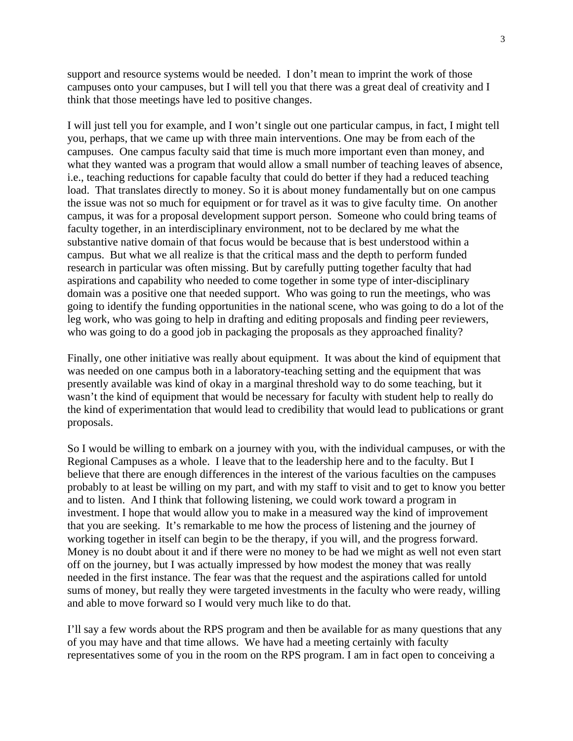support and resource systems would be needed. I don't mean to imprint the work of those campuses onto your campuses, but I will tell you that there was a great deal of creativity and I think that those meetings have led to positive changes.

I will just tell you for example, and I won't single out one particular campus, in fact, I might tell you, perhaps, that we came up with three main interventions. One may be from each of the campuses. One campus faculty said that time is much more important even than money, and what they wanted was a program that would allow a small number of teaching leaves of absence, i.e., teaching reductions for capable faculty that could do better if they had a reduced teaching load. That translates directly to money. So it is about money fundamentally but on one campus the issue was not so much for equipment or for travel as it was to give faculty time. On another campus, it was for a proposal development support person. Someone who could bring teams of faculty together, in an interdisciplinary environment, not to be declared by me what the substantive native domain of that focus would be because that is best understood within a campus. But what we all realize is that the critical mass and the depth to perform funded research in particular was often missing. But by carefully putting together faculty that had aspirations and capability who needed to come together in some type of inter-disciplinary domain was a positive one that needed support. Who was going to run the meetings, who was going to identify the funding opportunities in the national scene, who was going to do a lot of the leg work, who was going to help in drafting and editing proposals and finding peer reviewers, who was going to do a good job in packaging the proposals as they approached finality?

Finally, one other initiative was really about equipment. It was about the kind of equipment that was needed on one campus both in a laboratory-teaching setting and the equipment that was presently available was kind of okay in a marginal threshold way to do some teaching, but it wasn't the kind of equipment that would be necessary for faculty with student help to really do the kind of experimentation that would lead to credibility that would lead to publications or grant proposals.

So I would be willing to embark on a journey with you, with the individual campuses, or with the Regional Campuses as a whole. I leave that to the leadership here and to the faculty. But I believe that there are enough differences in the interest of the various faculties on the campuses probably to at least be willing on my part, and with my staff to visit and to get to know you better and to listen. And I think that following listening, we could work toward a program in investment. I hope that would allow you to make in a measured way the kind of improvement that you are seeking. It's remarkable to me how the process of listening and the journey of working together in itself can begin to be the therapy, if you will, and the progress forward. Money is no doubt about it and if there were no money to be had we might as well not even start off on the journey, but I was actually impressed by how modest the money that was really needed in the first instance. The fear was that the request and the aspirations called for untold sums of money, but really they were targeted investments in the faculty who were ready, willing and able to move forward so I would very much like to do that.

I'll say a few words about the RPS program and then be available for as many questions that any of you may have and that time allows. We have had a meeting certainly with faculty representatives some of you in the room on the RPS program. I am in fact open to conceiving a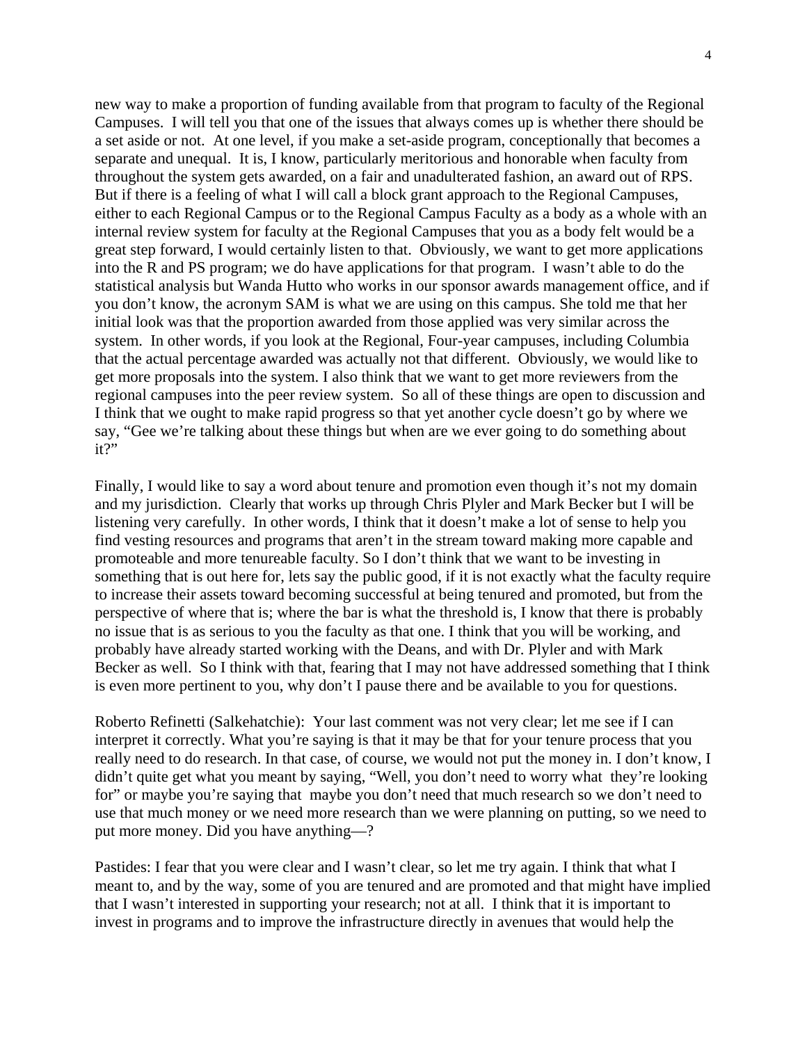new way to make a proportion of funding available from that program to faculty of the Regional Campuses. I will tell you that one of the issues that always comes up is whether there should be a set aside or not. At one level, if you make a set-aside program, conceptionally that becomes a separate and unequal. It is, I know, particularly meritorious and honorable when faculty from throughout the system gets awarded, on a fair and unadulterated fashion, an award out of RPS. But if there is a feeling of what I will call a block grant approach to the Regional Campuses, either to each Regional Campus or to the Regional Campus Faculty as a body as a whole with an internal review system for faculty at the Regional Campuses that you as a body felt would be a great step forward, I would certainly listen to that. Obviously, we want to get more applications into the R and PS program; we do have applications for that program. I wasn't able to do the statistical analysis but Wanda Hutto who works in our sponsor awards management office, and if you don't know, the acronym SAM is what we are using on this campus. She told me that her initial look was that the proportion awarded from those applied was very similar across the system. In other words, if you look at the Regional, Four-year campuses, including Columbia that the actual percentage awarded was actually not that different. Obviously, we would like to get more proposals into the system. I also think that we want to get more reviewers from the regional campuses into the peer review system. So all of these things are open to discussion and I think that we ought to make rapid progress so that yet another cycle doesn't go by where we say, "Gee we're talking about these things but when are we ever going to do something about it?"

Finally, I would like to say a word about tenure and promotion even though it's not my domain and my jurisdiction. Clearly that works up through Chris Plyler and Mark Becker but I will be listening very carefully. In other words, I think that it doesn't make a lot of sense to help you find vesting resources and programs that aren't in the stream toward making more capable and promoteable and more tenureable faculty. So I don't think that we want to be investing in something that is out here for, lets say the public good, if it is not exactly what the faculty require to increase their assets toward becoming successful at being tenured and promoted, but from the perspective of where that is; where the bar is what the threshold is, I know that there is probably no issue that is as serious to you the faculty as that one. I think that you will be working, and probably have already started working with the Deans, and with Dr. Plyler and with Mark Becker as well. So I think with that, fearing that I may not have addressed something that I think is even more pertinent to you, why don't I pause there and be available to you for questions.

Roberto Refinetti (Salkehatchie): Your last comment was not very clear; let me see if I can interpret it correctly. What you're saying is that it may be that for your tenure process that you really need to do research. In that case, of course, we would not put the money in. I don't know, I didn't quite get what you meant by saying, "Well, you don't need to worry what they're looking for" or maybe you're saying that maybe you don't need that much research so we don't need to use that much money or we need more research than we were planning on putting, so we need to put more money. Did you have anything—?

Pastides: I fear that you were clear and I wasn't clear, so let me try again. I think that what I meant to, and by the way, some of you are tenured and are promoted and that might have implied that I wasn't interested in supporting your research; not at all. I think that it is important to invest in programs and to improve the infrastructure directly in avenues that would help the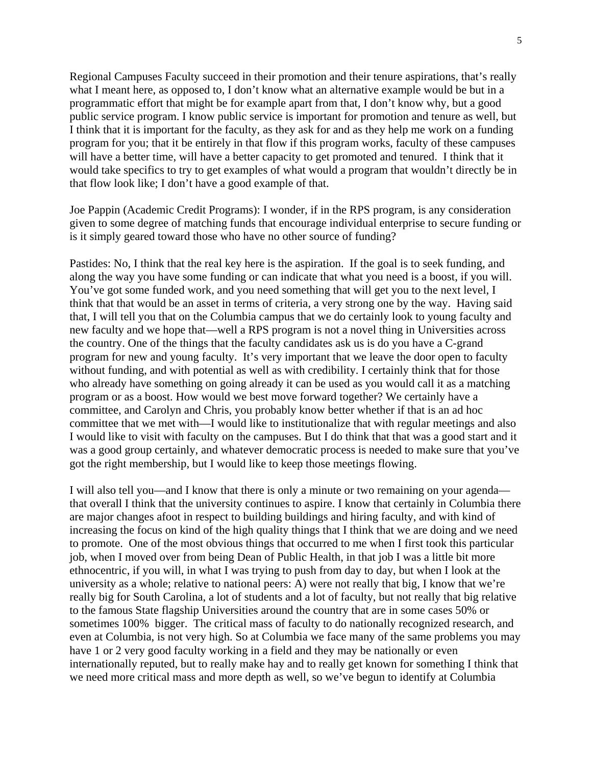Regional Campuses Faculty succeed in their promotion and their tenure aspirations, that's really what I meant here, as opposed to, I don't know what an alternative example would be but in a programmatic effort that might be for example apart from that, I don't know why, but a good public service program. I know public service is important for promotion and tenure as well, but I think that it is important for the faculty, as they ask for and as they help me work on a funding program for you; that it be entirely in that flow if this program works, faculty of these campuses will have a better time, will have a better capacity to get promoted and tenured. I think that it would take specifics to try to get examples of what would a program that wouldn't directly be in that flow look like; I don't have a good example of that.

Joe Pappin (Academic Credit Programs): I wonder, if in the RPS program, is any consideration given to some degree of matching funds that encourage individual enterprise to secure funding or is it simply geared toward those who have no other source of funding?

Pastides: No, I think that the real key here is the aspiration. If the goal is to seek funding, and along the way you have some funding or can indicate that what you need is a boost, if you will. You've got some funded work, and you need something that will get you to the next level, I think that that would be an asset in terms of criteria, a very strong one by the way. Having said that, I will tell you that on the Columbia campus that we do certainly look to young faculty and new faculty and we hope that—well a RPS program is not a novel thing in Universities across the country. One of the things that the faculty candidates ask us is do you have a C-grand program for new and young faculty. It's very important that we leave the door open to faculty without funding, and with potential as well as with credibility. I certainly think that for those who already have something on going already it can be used as you would call it as a matching program or as a boost. How would we best move forward together? We certainly have a committee, and Carolyn and Chris, you probably know better whether if that is an ad hoc committee that we met with—I would like to institutionalize that with regular meetings and also I would like to visit with faculty on the campuses. But I do think that that was a good start and it was a good group certainly, and whatever democratic process is needed to make sure that you've got the right membership, but I would like to keep those meetings flowing.

I will also tell you—and I know that there is only a minute or two remaining on your agenda—that overall I think that the university continues to aspire. I know that certainly in Columbia there are major changes afoot in respect to building buildings and hiring faculty, and with kind of increasing the focus on kind of the high quality things that I think that we are doing and we need to promote. One of the most obvious things that occurred to me when I first took this particular job, when I moved over from being Dean of Public Health, in that job I was a little bit more ethnocentric, if you will, in what I was trying to push from day to day, but when I look at the university as a whole; relative to national peers: A) were not really that big, I know that we're really big for South Carolina, a lot of students and a lot of faculty, but not really that big relative to the famous State flagship Universities around the country that are in some cases 50% or sometimes 100% bigger. The critical mass of faculty to do nationally recognized research, and even at Columbia, is not very high. So at Columbia we face many of the same problems you may have 1 or 2 very good faculty working in a field and they may be nationally or even internationally reputed, but to really make hay and to really get known for something I think that we need more critical mass and more depth as well, so we've begun to identify at Columbia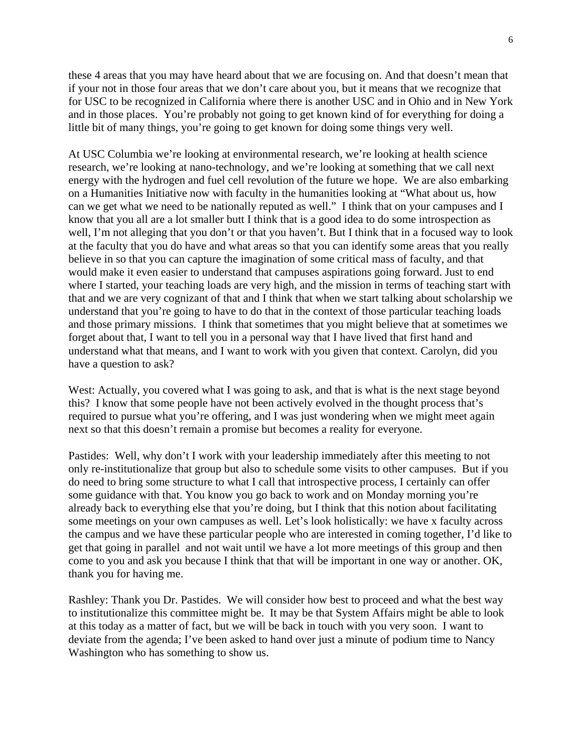these 4 areas that you may have heard about that we are focusing on. And that doesn't mean that if your not in those four areas that we don't care about you, but it means that we recognize that for USC to be recognized in California where there is another USC and in Ohio and in New York and in those places. You're probably not going to get known kind of for everything for doing a little bit of many things, you're going to get known for doing some things very well.

At USC Columbia we're looking at environmental research, we're looking at health science research, we're looking at nano-technology, and we're looking at something that we call next energy with the hydrogen and fuel cell revolution of the future we hope. We are also embarking on a Humanities Initiative now with faculty in the humanities looking at "What about us, how can we get what we need to be nationally reputed as well." I think that on your campuses and I know that you all are a lot smaller butt I think that is a good idea to do some introspection as well, I'm not alleging that you don't or that you haven't. But I think that in a focused way to look at the faculty that you do have and what areas so that you can identify some areas that you really believe in so that you can capture the imagination of some critical mass of faculty, and that would make it even easier to understand that campuses aspirations going forward. Just to end where I started, your teaching loads are very high, and the mission in terms of teaching start with that and we are very cognizant of that and I think that when we start talking about scholarship we understand that you're going to have to do that in the context of those particular teaching loads and those primary missions. I think that sometimes that you might believe that at sometimes we forget about that, I want to tell you in a personal way that I have lived that first hand and understand what that means, and I want to work with you given that context. Carolyn, did you have a question to ask?

West: Actually, you covered what I was going to ask, and that is what is the next stage beyond this? I know that some people have not been actively evolved in the thought process that's required to pursue what you're offering, and I was just wondering when we might meet again next so that this doesn't remain a promise but becomes a reality for everyone.

Pastides: Well, why don't I work with your leadership immediately after this meeting to not only re-institutionalize that group but also to schedule some visits to other campuses. But if you do need to bring some structure to what I call that introspective process, I certainly can offer some guidance with that. You know you go back to work and on Monday morning you're already back to everything else that you're doing, but I think that this notion about facilitating some meetings on your own campuses as well. Let's look holistically: we have x faculty across the campus and we have these particular people who are interested in coming together, I'd like to get that going in parallel and not wait until we have a lot more meetings of this group and then come to you and ask you because I think that that will be important in one way or another. OK, thank you for having me.

Rashley: Thank you Dr. Pastides. We will consider how best to proceed and what the best way to institutionalize this committee might be. It may be that System Affairs might be able to look at this today as a matter of fact, but we will be back in touch with you very soon. I want to deviate from the agenda; I've been asked to hand over just a minute of podium time to Nancy Washington who has something to show us.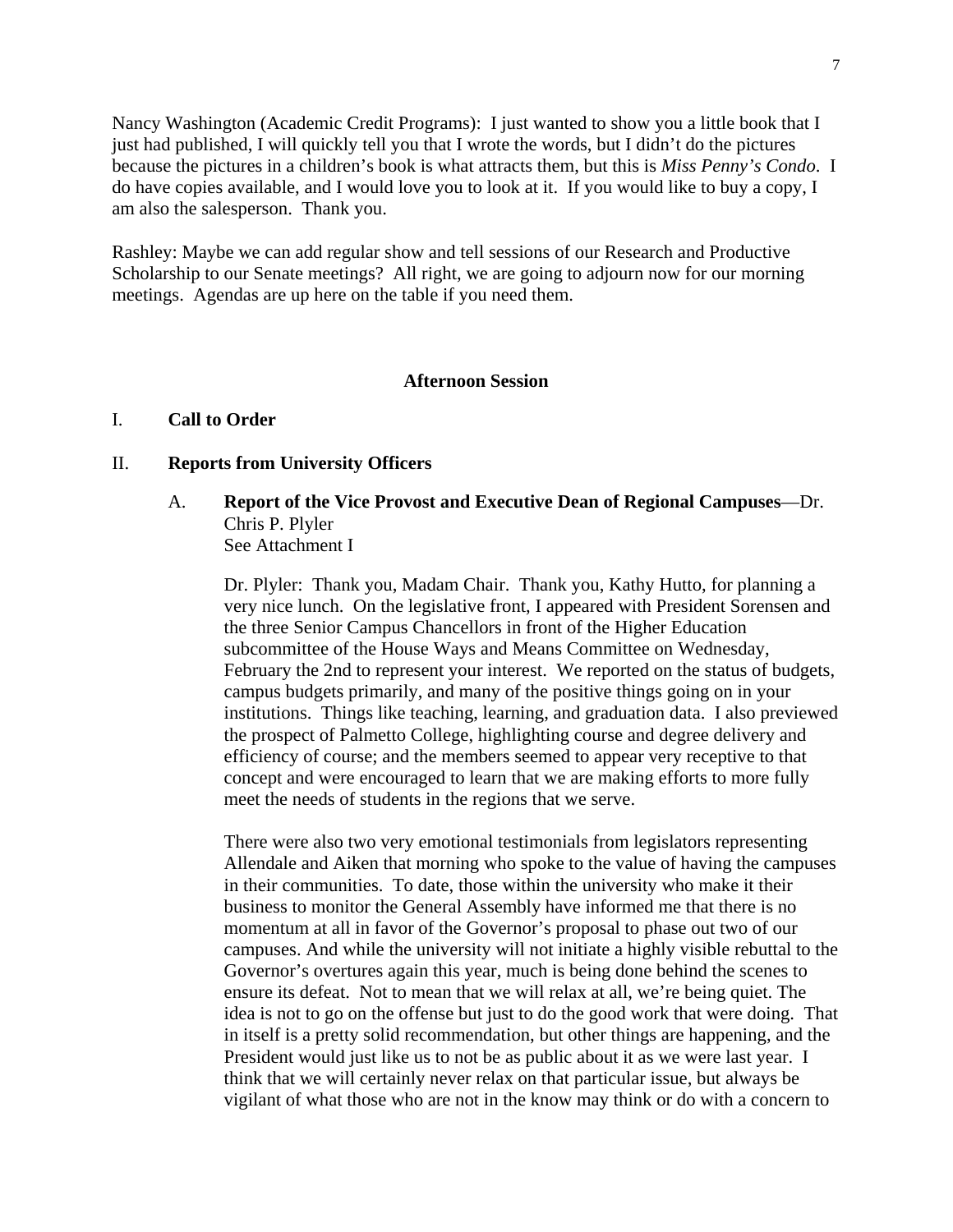Nancy Washington (Academic Credit Programs): I just wanted to show you a little book that I just had published, I will quickly tell you that I wrote the words, but I didn't do the pictures because the pictures in a children's book is what attracts them, but this is *Miss Penny's Condo*. I do have copies available, and I would love you to look at it. If you would like to buy a copy, I am also the salesperson. Thank you.

Rashley: Maybe we can add regular show and tell sessions of our Research and Productive Scholarship to our Senate meetings? All right, we are going to adjourn now for our morning meetings. Agendas are up here on the table if you need them.

## Afternoon Session

I. **Call to Order**

II. **Reports from University Officers**

A. **Report of the Vice Provost and Executive Dean of Regional Campuses**—Dr. Chris P. Plyler
See Attachment I

Dr. Plyler: Thank you, Madam Chair. Thank you, Kathy Hutto, for planning a very nice lunch. On the legislative front, I appeared with President Sorensen and the three Senior Campus Chancellors in front of the Higher Education subcommittee of the House Ways and Means Committee on Wednesday, February the 2nd to represent your interest. We reported on the status of budgets, campus budgets primarily, and many of the positive things going on in your institutions. Things like teaching, learning, and graduation data. I also previewed the prospect of Palmetto College, highlighting course and degree delivery and efficiency of course; and the members seemed to appear very receptive to that concept and were encouraged to learn that we are making efforts to more fully meet the needs of students in the regions that we serve.

There were also two very emotional testimonials from legislators representing Allendale and Aiken that morning who spoke to the value of having the campuses in their communities. To date, those within the university who make it their business to monitor the General Assembly have informed me that there is no momentum at all in favor of the Governor's proposal to phase out two of our campuses. And while the university will not initiate a highly visible rebuttal to the Governor's overtures again this year, much is being done behind the scenes to ensure its defeat. Not to mean that we will relax at all, we're being quiet. The idea is not to go on the offense but just to do the good work that were doing. That in itself is a pretty solid recommendation, but other things are happening, and the President would just like us to not be as public about it as we were last year. I think that we will certainly never relax on that particular issue, but always be vigilant of what those who are not in the know may think or do with a concern to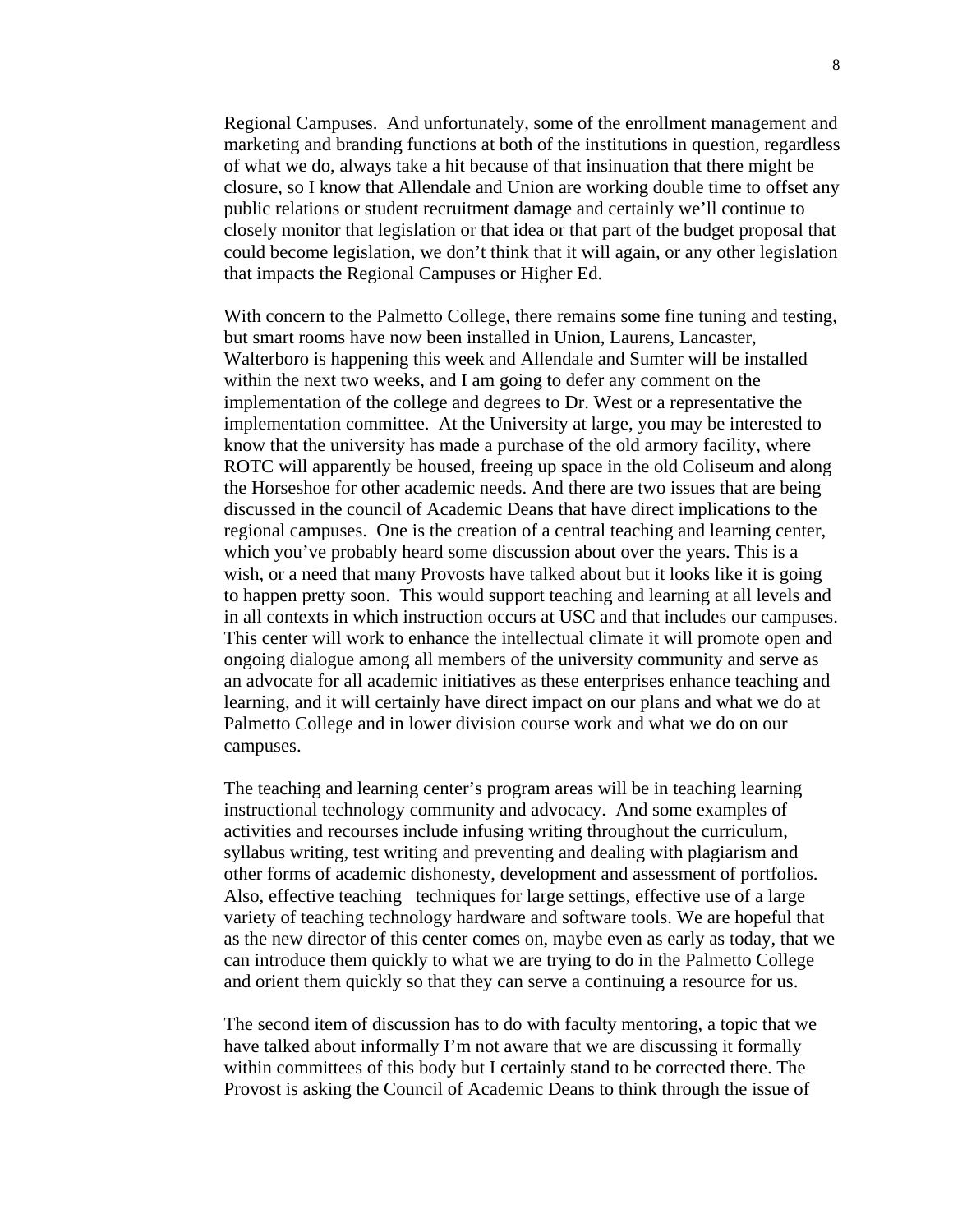Regional Campuses. And unfortunately, some of the enrollment management and marketing and branding functions at both of the institutions in question, regardless of what we do, always take a hit because of that insinuation that there might be closure, so I know that Allendale and Union are working double time to offset any public relations or student recruitment damage and certainly we'll continue to closely monitor that legislation or that idea or that part of the budget proposal that could become legislation, we don't think that it will again, or any other legislation that impacts the Regional Campuses or Higher Ed.

With concern to the Palmetto College, there remains some fine tuning and testing, but smart rooms have now been installed in Union, Laurens, Lancaster, Walterboro is happening this week and Allendale and Sumter will be installed within the next two weeks, and I am going to defer any comment on the implementation of the college and degrees to Dr. West or a representative the implementation committee. At the University at large, you may be interested to know that the university has made a purchase of the old armory facility, where ROTC will apparently be housed, freeing up space in the old Coliseum and along the Horseshoe for other academic needs. And there are two issues that are being discussed in the council of Academic Deans that have direct implications to the regional campuses. One is the creation of a central teaching and learning center, which you've probably heard some discussion about over the years. This is a wish, or a need that many Provosts have talked about but it looks like it is going to happen pretty soon. This would support teaching and learning at all levels and in all contexts in which instruction occurs at USC and that includes our campuses. This center will work to enhance the intellectual climate it will promote open and ongoing dialogue among all members of the university community and serve as an advocate for all academic initiatives as these enterprises enhance teaching and learning, and it will certainly have direct impact on our plans and what we do at Palmetto College and in lower division course work and what we do on our campuses.

The teaching and learning center's program areas will be in teaching learning instructional technology community and advocacy. And some examples of activities and recourses include infusing writing throughout the curriculum, syllabus writing, test writing and preventing and dealing with plagiarism and other forms of academic dishonesty, development and assessment of portfolios. Also, effective teaching techniques for large settings, effective use of a large variety of teaching technology hardware and software tools. We are hopeful that as the new director of this center comes on, maybe even as early as today, that we can introduce them quickly to what we are trying to do in the Palmetto College and orient them quickly so that they can serve a continuing a resource for us.

The second item of discussion has to do with faculty mentoring, a topic that we have talked about informally I'm not aware that we are discussing it formally within committees of this body but I certainly stand to be corrected there. The Provost is asking the Council of Academic Deans to think through the issue of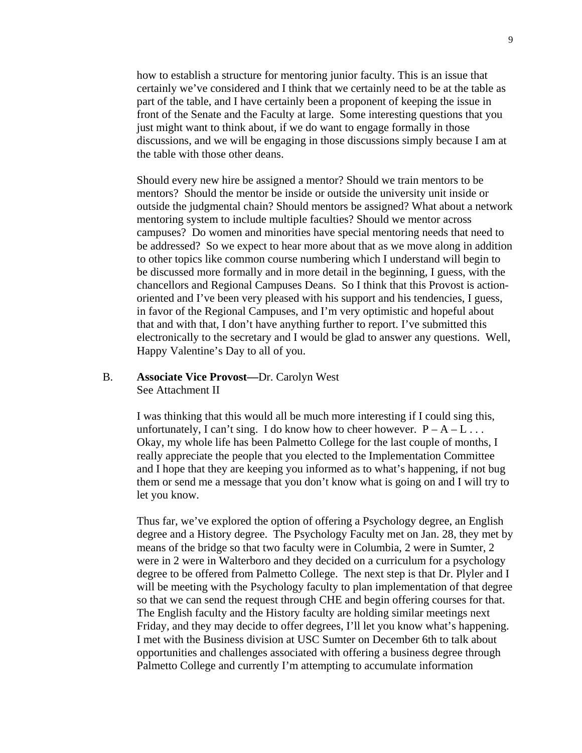how to establish a structure for mentoring junior faculty. This is an issue that certainly we've considered and I think that we certainly need to be at the table as part of the table, and I have certainly been a proponent of keeping the issue in front of the Senate and the Faculty at large. Some interesting questions that you just might want to think about, if we do want to engage formally in those discussions, and we will be engaging in those discussions simply because I am at the table with those other deans.

Should every new hire be assigned a mentor? Should we train mentors to be mentors? Should the mentor be inside or outside the university unit inside or outside the judgmental chain? Should mentors be assigned? What about a network mentoring system to include multiple faculties? Should we mentor across campuses? Do women and minorities have special mentoring needs that need to be addressed? So we expect to hear more about that as we move along in addition to other topics like common course numbering which I understand will begin to be discussed more formally and in more detail in the beginning, I guess, with the chancellors and Regional Campuses Deans. So I think that this Provost is action-oriented and I've been very pleased with his support and his tendencies, I guess, in favor of the Regional Campuses, and I'm very optimistic and hopeful about that and with that, I don't have anything further to report. I've submitted this electronically to the secretary and I would be glad to answer any questions. Well, Happy Valentine's Day to all of you.

B. **Associate Vice Provost—**Dr. Carolyn West
See Attachment II

I was thinking that this would all be much more interesting if I could sing this, unfortunately, I can't sing. I do know how to cheer however. P – A – L . . . Okay, my whole life has been Palmetto College for the last couple of months, I really appreciate the people that you elected to the Implementation Committee and I hope that they are keeping you informed as to what's happening, if not bug them or send me a message that you don't know what is going on and I will try to let you know.

Thus far, we've explored the option of offering a Psychology degree, an English degree and a History degree. The Psychology Faculty met on Jan. 28, they met by means of the bridge so that two faculty were in Columbia, 2 were in Sumter, 2 were in 2 were in Walterboro and they decided on a curriculum for a psychology degree to be offered from Palmetto College. The next step is that Dr. Plyler and I will be meeting with the Psychology faculty to plan implementation of that degree so that we can send the request through CHE and begin offering courses for that. The English faculty and the History faculty are holding similar meetings next Friday, and they may decide to offer degrees, I'll let you know what's happening. I met with the Business division at USC Sumter on December 6th to talk about opportunities and challenges associated with offering a business degree through Palmetto College and currently I'm attempting to accumulate information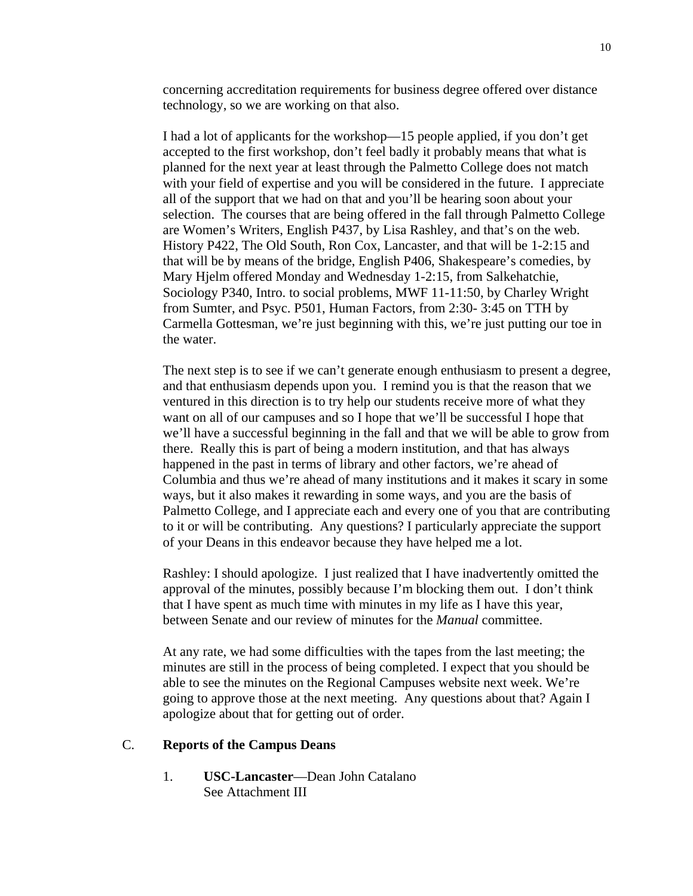concerning accreditation requirements for business degree offered over distance technology, so we are working on that also.

I had a lot of applicants for the workshop—15 people applied, if you don't get accepted to the first workshop, don't feel badly it probably means that what is planned for the next year at least through the Palmetto College does not match with your field of expertise and you will be considered in the future. I appreciate all of the support that we had on that and you'll be hearing soon about your selection. The courses that are being offered in the fall through Palmetto College are Women's Writers, English P437, by Lisa Rashley, and that's on the web. History P422, The Old South, Ron Cox, Lancaster, and that will be 1-2:15 and that will be by means of the bridge, English P406, Shakespeare's comedies, by Mary Hjelm offered Monday and Wednesday 1-2:15, from Salkehatchie, Sociology P340, Intro. to social problems, MWF 11-11:50, by Charley Wright from Sumter, and Psyc. P501, Human Factors, from 2:30- 3:45 on TTH by Carmella Gottesman, we're just beginning with this, we're just putting our toe in the water.

The next step is to see if we can't generate enough enthusiasm to present a degree, and that enthusiasm depends upon you. I remind you is that the reason that we ventured in this direction is to try help our students receive more of what they want on all of our campuses and so I hope that we'll be successful I hope that we'll have a successful beginning in the fall and that we will be able to grow from there. Really this is part of being a modern institution, and that has always happened in the past in terms of library and other factors, we're ahead of Columbia and thus we're ahead of many institutions and it makes it scary in some ways, but it also makes it rewarding in some ways, and you are the basis of Palmetto College, and I appreciate each and every one of you that are contributing to it or will be contributing. Any questions? I particularly appreciate the support of your Deans in this endeavor because they have helped me a lot.

Rashley: I should apologize. I just realized that I have inadvertently omitted the approval of the minutes, possibly because I'm blocking them out. I don't think that I have spent as much time with minutes in my life as I have this year, between Senate and our review of minutes for the *Manual* committee.

At any rate, we had some difficulties with the tapes from the last meeting; the minutes are still in the process of being completed. I expect that you should be able to see the minutes on the Regional Campuses website next week. We're going to approve those at the next meeting. Any questions about that? Again I apologize about that for getting out of order.

## C. Reports of the Campus Deans

1. **USC-Lancaster**—Dean John Catalano
   See Attachment III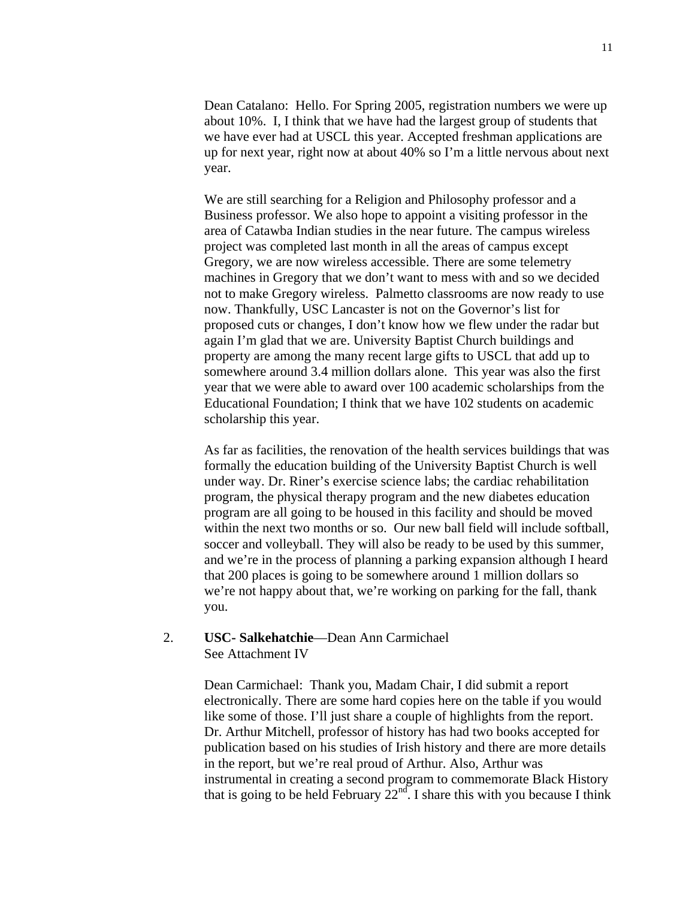Dean Catalano: Hello. For Spring 2005, registration numbers we were up about 10%. I, I think that we have had the largest group of students that we have ever had at USCL this year. Accepted freshman applications are up for next year, right now at about 40% so I'm a little nervous about next year.

We are still searching for a Religion and Philosophy professor and a Business professor. We also hope to appoint a visiting professor in the area of Catawba Indian studies in the near future. The campus wireless project was completed last month in all the areas of campus except Gregory, we are now wireless accessible. There are some telemetry machines in Gregory that we don't want to mess with and so we decided not to make Gregory wireless. Palmetto classrooms are now ready to use now. Thankfully, USC Lancaster is not on the Governor's list for proposed cuts or changes, I don't know how we flew under the radar but again I'm glad that we are. University Baptist Church buildings and property are among the many recent large gifts to USCL that add up to somewhere around 3.4 million dollars alone. This year was also the first year that we were able to award over 100 academic scholarships from the Educational Foundation; I think that we have 102 students on academic scholarship this year.

As far as facilities, the renovation of the health services buildings that was formally the education building of the University Baptist Church is well under way. Dr. Riner's exercise science labs; the cardiac rehabilitation program, the physical therapy program and the new diabetes education program are all going to be housed in this facility and should be moved within the next two months or so. Our new ball field will include softball, soccer and volleyball. They will also be ready to be used by this summer, and we're in the process of planning a parking expansion although I heard that 200 places is going to be somewhere around 1 million dollars so we're not happy about that, we're working on parking for the fall, thank you.

2. **USC- Salkehatchie**—Dean Ann Carmichael
   See Attachment IV

   Dean Carmichael: Thank you, Madam Chair, I did submit a report electronically. There are some hard copies here on the table if you would like some of those. I'll just share a couple of highlights from the report. Dr. Arthur Mitchell, professor of history has had two books accepted for publication based on his studies of Irish history and there are more details in the report, but we're real proud of Arthur. Also, Arthur was instrumental in creating a second program to commemorate Black History that is going to be held February 22nd. I share this with you because I think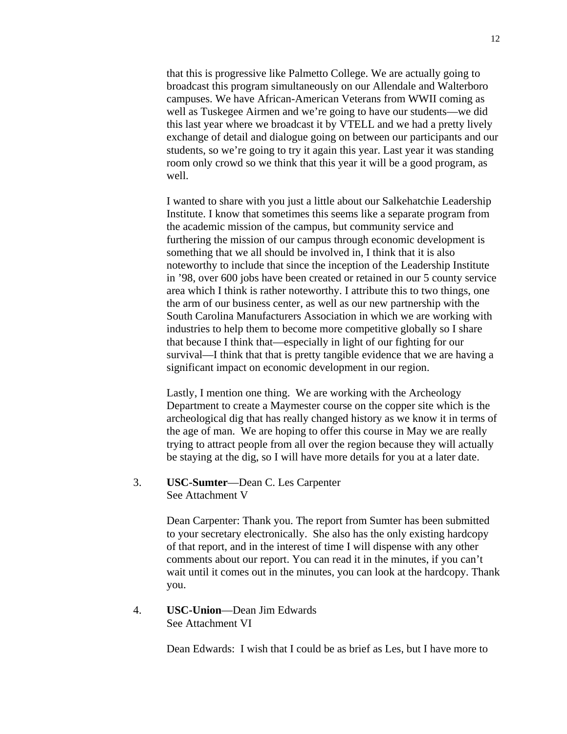that this is progressive like Palmetto College. We are actually going to broadcast this program simultaneously on our Allendale and Walterboro campuses. We have African-American Veterans from WWII coming as well as Tuskegee Airmen and we're going to have our students—we did this last year where we broadcast it by VTELL and we had a pretty lively exchange of detail and dialogue going on between our participants and our students, so we're going to try it again this year. Last year it was standing room only crowd so we think that this year it will be a good program, as well.

I wanted to share with you just a little about our Salkehatchie Leadership Institute. I know that sometimes this seems like a separate program from the academic mission of the campus, but community service and furthering the mission of our campus through economic development is something that we all should be involved in, I think that it is also noteworthy to include that since the inception of the Leadership Institute in '98, over 600 jobs have been created or retained in our 5 county service area which I think is rather noteworthy. I attribute this to two things, one the arm of our business center, as well as our new partnership with the South Carolina Manufacturers Association in which we are working with industries to help them to become more competitive globally so I share that because I think that—especially in light of our fighting for our survival—I think that that is pretty tangible evidence that we are having a significant impact on economic development in our region.

Lastly, I mention one thing. We are working with the Archeology Department to create a Maymester course on the copper site which is the archeological dig that has really changed history as we know it in terms of the age of man. We are hoping to offer this course in May we are really trying to attract people from all over the region because they will actually be staying at the dig, so I will have more details for you at a later date.

3. **USC-Sumter**—Dean C. Les Carpenter
   See Attachment V

   Dean Carpenter: Thank you. The report from Sumter has been submitted to your secretary electronically. She also has the only existing hardcopy of that report, and in the interest of time I will dispense with any other comments about our report. You can read it in the minutes, if you can't wait until it comes out in the minutes, you can look at the hardcopy. Thank you.

4. **USC-Union**—Dean Jim Edwards
   See Attachment VI

   Dean Edwards: I wish that I could be as brief as Les, but I have more to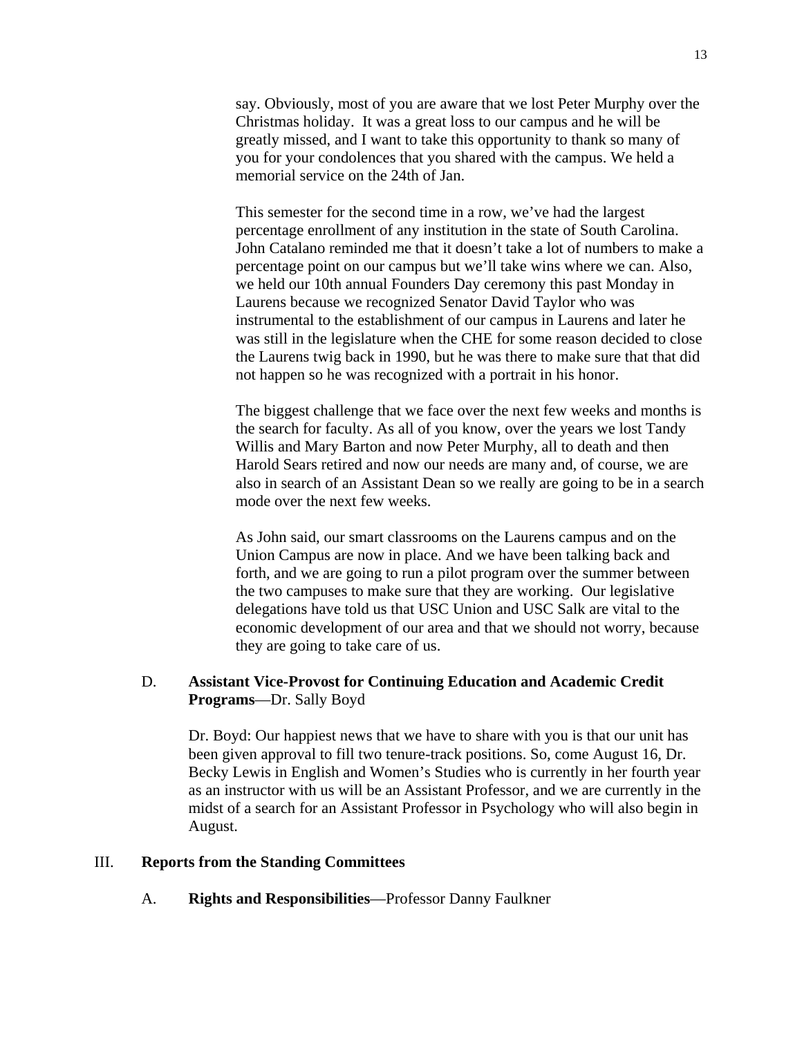say. Obviously, most of you are aware that we lost Peter Murphy over the Christmas holiday. It was a great loss to our campus and he will be greatly missed, and I want to take this opportunity to thank so many of you for your condolences that you shared with the campus. We held a memorial service on the 24th of Jan.

This semester for the second time in a row, we've had the largest percentage enrollment of any institution in the state of South Carolina. John Catalano reminded me that it doesn't take a lot of numbers to make a percentage point on our campus but we'll take wins where we can. Also, we held our 10th annual Founders Day ceremony this past Monday in Laurens because we recognized Senator David Taylor who was instrumental to the establishment of our campus in Laurens and later he was still in the legislature when the CHE for some reason decided to close the Laurens twig back in 1990, but he was there to make sure that that did not happen so he was recognized with a portrait in his honor.

The biggest challenge that we face over the next few weeks and months is the search for faculty. As all of you know, over the years we lost Tandy Willis and Mary Barton and now Peter Murphy, all to death and then Harold Sears retired and now our needs are many and, of course, we are also in search of an Assistant Dean so we really are going to be in a search mode over the next few weeks.

As John said, our smart classrooms on the Laurens campus and on the Union Campus are now in place. And we have been talking back and forth, and we are going to run a pilot program over the summer between the two campuses to make sure that they are working. Our legislative delegations have told us that USC Union and USC Salk are vital to the economic development of our area and that we should not worry, because they are going to take care of us.

D. **Assistant Vice-Provost for Continuing Education and Academic Credit Programs**—Dr. Sally Boyd

Dr. Boyd: Our happiest news that we have to share with you is that our unit has been given approval to fill two tenure-track positions. So, come August 16, Dr. Becky Lewis in English and Women's Studies who is currently in her fourth year as an instructor with us will be an Assistant Professor, and we are currently in the midst of a search for an Assistant Professor in Psychology who will also begin in August.

## III. Reports from the Standing Committees

A. **Rights and Responsibilities**—Professor Danny Faulkner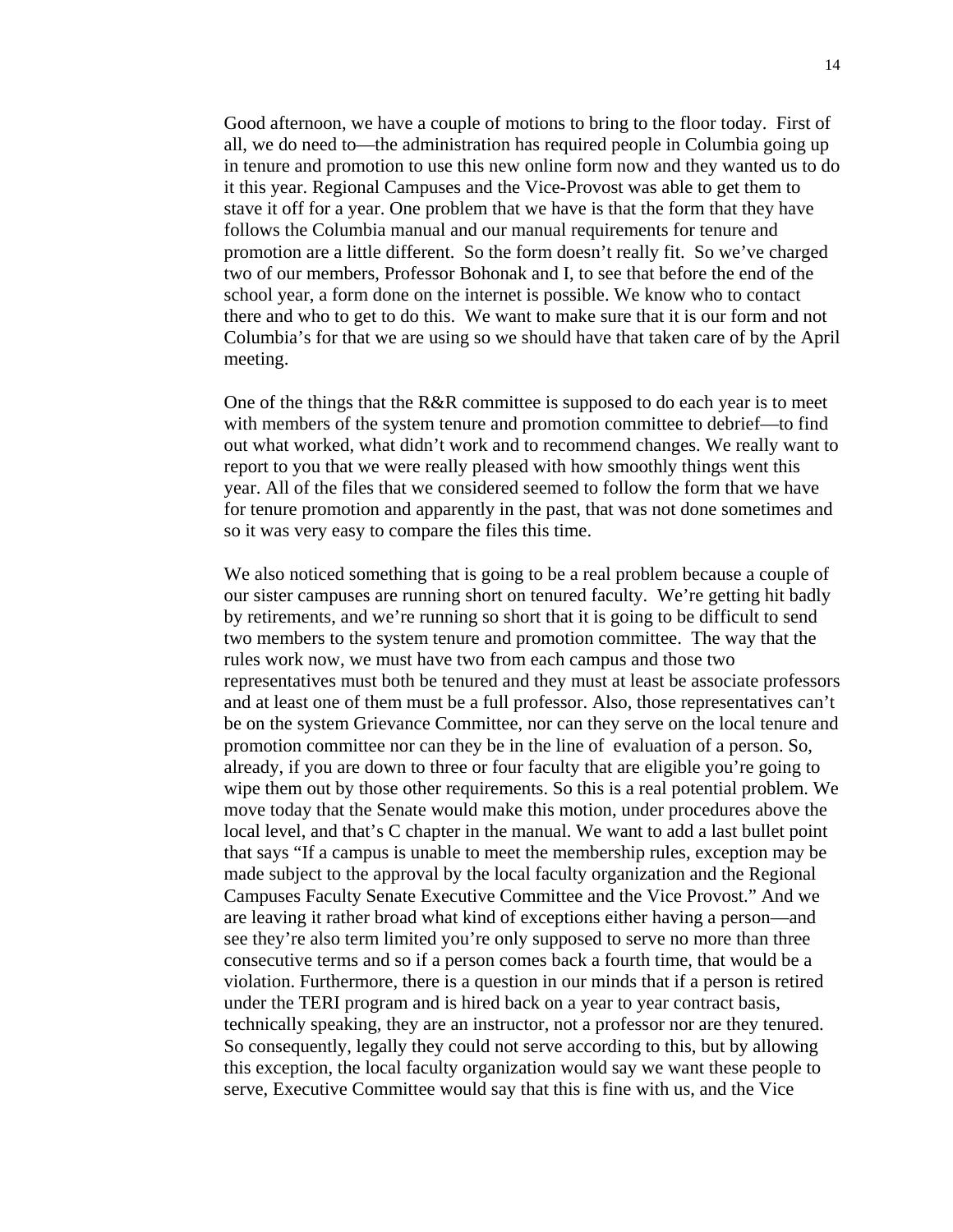Good afternoon, we have a couple of motions to bring to the floor today. First of all, we do need to—the administration has required people in Columbia going up in tenure and promotion to use this new online form now and they wanted us to do it this year. Regional Campuses and the Vice-Provost was able to get them to stave it off for a year. One problem that we have is that the form that they have follows the Columbia manual and our manual requirements for tenure and promotion are a little different. So the form doesn't really fit. So we've charged two of our members, Professor Bohonak and I, to see that before the end of the school year, a form done on the internet is possible. We know who to contact there and who to get to do this. We want to make sure that it is our form and not Columbia's for that we are using so we should have that taken care of by the April meeting.

One of the things that the R&R committee is supposed to do each year is to meet with members of the system tenure and promotion committee to debrief—to find out what worked, what didn't work and to recommend changes. We really want to report to you that we were really pleased with how smoothly things went this year. All of the files that we considered seemed to follow the form that we have for tenure promotion and apparently in the past, that was not done sometimes and so it was very easy to compare the files this time.

We also noticed something that is going to be a real problem because a couple of our sister campuses are running short on tenured faculty. We're getting hit badly by retirements, and we're running so short that it is going to be difficult to send two members to the system tenure and promotion committee. The way that the rules work now, we must have two from each campus and those two representatives must both be tenured and they must at least be associate professors and at least one of them must be a full professor. Also, those representatives can't be on the system Grievance Committee, nor can they serve on the local tenure and promotion committee nor can they be in the line of evaluation of a person. So, already, if you are down to three or four faculty that are eligible you're going to wipe them out by those other requirements. So this is a real potential problem. We move today that the Senate would make this motion, under procedures above the local level, and that's C chapter in the manual. We want to add a last bullet point that says "If a campus is unable to meet the membership rules, exception may be made subject to the approval by the local faculty organization and the Regional Campuses Faculty Senate Executive Committee and the Vice Provost." And we are leaving it rather broad what kind of exceptions either having a person—and see they're also term limited you're only supposed to serve no more than three consecutive terms and so if a person comes back a fourth time, that would be a violation. Furthermore, there is a question in our minds that if a person is retired under the TERI program and is hired back on a year to year contract basis, technically speaking, they are an instructor, not a professor nor are they tenured. So consequently, legally they could not serve according to this, but by allowing this exception, the local faculty organization would say we want these people to serve, Executive Committee would say that this is fine with us, and the Vice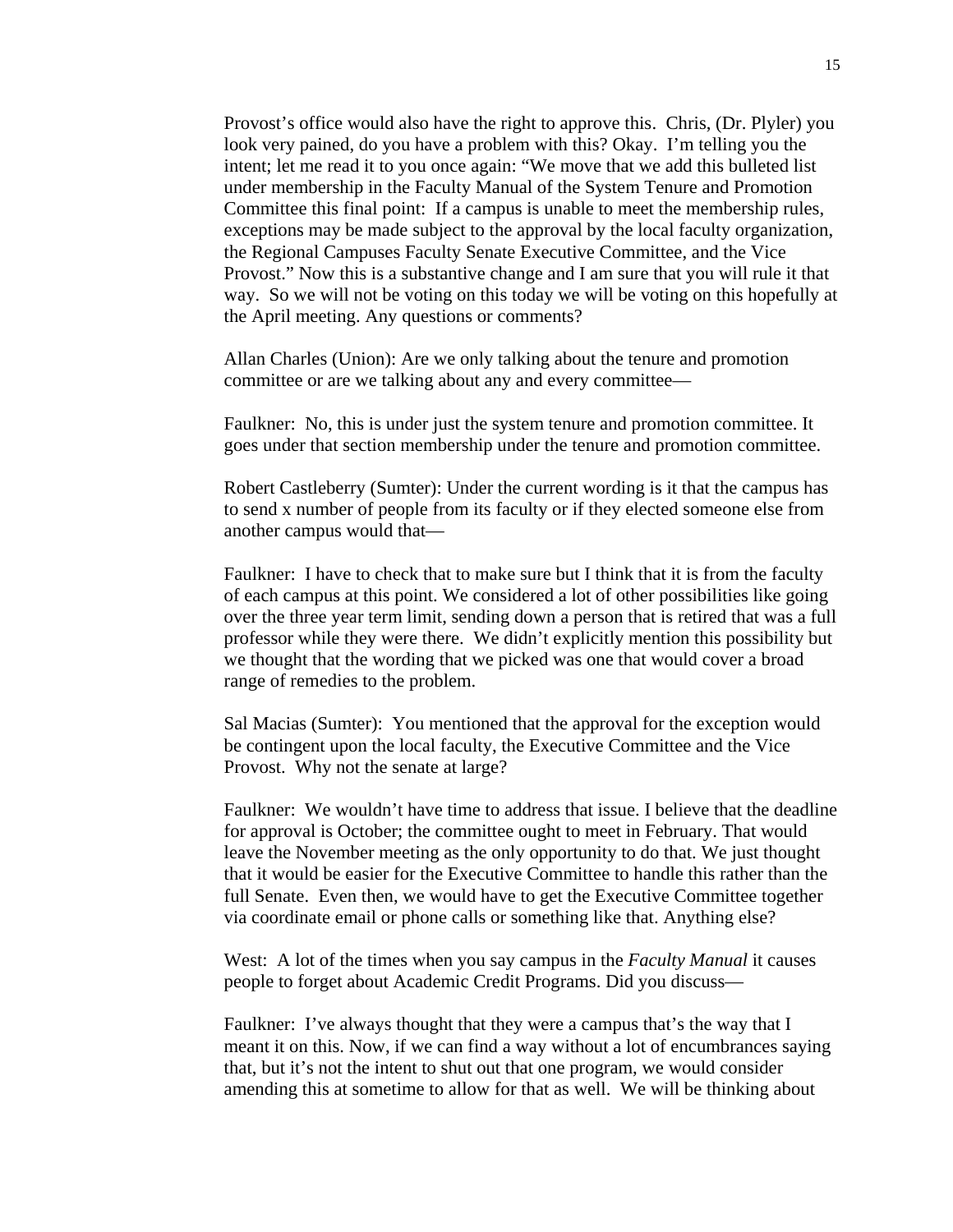Provost's office would also have the right to approve this. Chris, (Dr. Plyler) you look very pained, do you have a problem with this? Okay. I'm telling you the intent; let me read it to you once again: "We move that we add this bulleted list under membership in the Faculty Manual of the System Tenure and Promotion Committee this final point: If a campus is unable to meet the membership rules, exceptions may be made subject to the approval by the local faculty organization, the Regional Campuses Faculty Senate Executive Committee, and the Vice Provost." Now this is a substantive change and I am sure that you will rule it that way. So we will not be voting on this today we will be voting on this hopefully at the April meeting. Any questions or comments?

Allan Charles (Union): Are we only talking about the tenure and promotion committee or are we talking about any and every committee—

Faulkner: No, this is under just the system tenure and promotion committee. It goes under that section membership under the tenure and promotion committee.

Robert Castleberry (Sumter): Under the current wording is it that the campus has to send x number of people from its faculty or if they elected someone else from another campus would that—

Faulkner: I have to check that to make sure but I think that it is from the faculty of each campus at this point. We considered a lot of other possibilities like going over the three year term limit, sending down a person that is retired that was a full professor while they were there. We didn't explicitly mention this possibility but we thought that the wording that we picked was one that would cover a broad range of remedies to the problem.

Sal Macias (Sumter): You mentioned that the approval for the exception would be contingent upon the local faculty, the Executive Committee and the Vice Provost. Why not the senate at large?

Faulkner: We wouldn't have time to address that issue. I believe that the deadline for approval is October; the committee ought to meet in February. That would leave the November meeting as the only opportunity to do that. We just thought that it would be easier for the Executive Committee to handle this rather than the full Senate. Even then, we would have to get the Executive Committee together via coordinate email or phone calls or something like that. Anything else?

West: A lot of the times when you say campus in the *Faculty Manual* it causes people to forget about Academic Credit Programs. Did you discuss—

Faulkner: I've always thought that they were a campus that's the way that I meant it on this. Now, if we can find a way without a lot of encumbrances saying that, but it's not the intent to shut out that one program, we would consider amending this at sometime to allow for that as well. We will be thinking about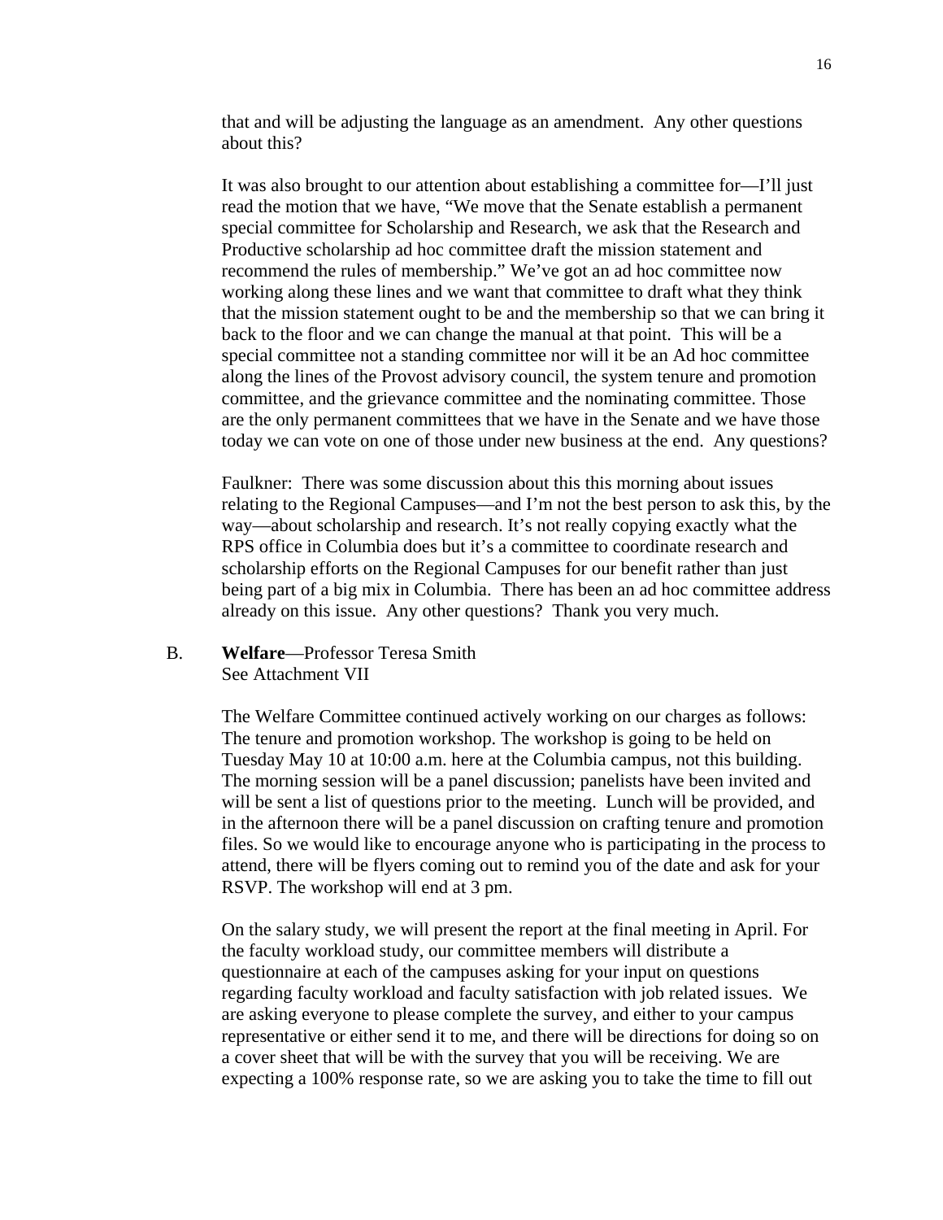that and will be adjusting the language as an amendment. Any other questions about this?

It was also brought to our attention about establishing a committee for—I'll just read the motion that we have, "We move that the Senate establish a permanent special committee for Scholarship and Research, we ask that the Research and Productive scholarship ad hoc committee draft the mission statement and recommend the rules of membership." We've got an ad hoc committee now working along these lines and we want that committee to draft what they think that the mission statement ought to be and the membership so that we can bring it back to the floor and we can change the manual at that point. This will be a special committee not a standing committee nor will it be an Ad hoc committee along the lines of the Provost advisory council, the system tenure and promotion committee, and the grievance committee and the nominating committee. Those are the only permanent committees that we have in the Senate and we have those today we can vote on one of those under new business at the end. Any questions?

Faulkner: There was some discussion about this this morning about issues relating to the Regional Campuses—and I'm not the best person to ask this, by the way—about scholarship and research. It's not really copying exactly what the RPS office in Columbia does but it's a committee to coordinate research and scholarship efforts on the Regional Campuses for our benefit rather than just being part of a big mix in Columbia. There has been an ad hoc committee address already on this issue. Any other questions? Thank you very much.

B. **Welfare**—Professor Teresa Smith
See Attachment VII

The Welfare Committee continued actively working on our charges as follows: The tenure and promotion workshop. The workshop is going to be held on Tuesday May 10 at 10:00 a.m. here at the Columbia campus, not this building. The morning session will be a panel discussion; panelists have been invited and will be sent a list of questions prior to the meeting. Lunch will be provided, and in the afternoon there will be a panel discussion on crafting tenure and promotion files. So we would like to encourage anyone who is participating in the process to attend, there will be flyers coming out to remind you of the date and ask for your RSVP. The workshop will end at 3 pm.

On the salary study, we will present the report at the final meeting in April. For the faculty workload study, our committee members will distribute a questionnaire at each of the campuses asking for your input on questions regarding faculty workload and faculty satisfaction with job related issues. We are asking everyone to please complete the survey, and either to your campus representative or either send it to me, and there will be directions for doing so on a cover sheet that will be with the survey that you will be receiving. We are expecting a 100% response rate, so we are asking you to take the time to fill out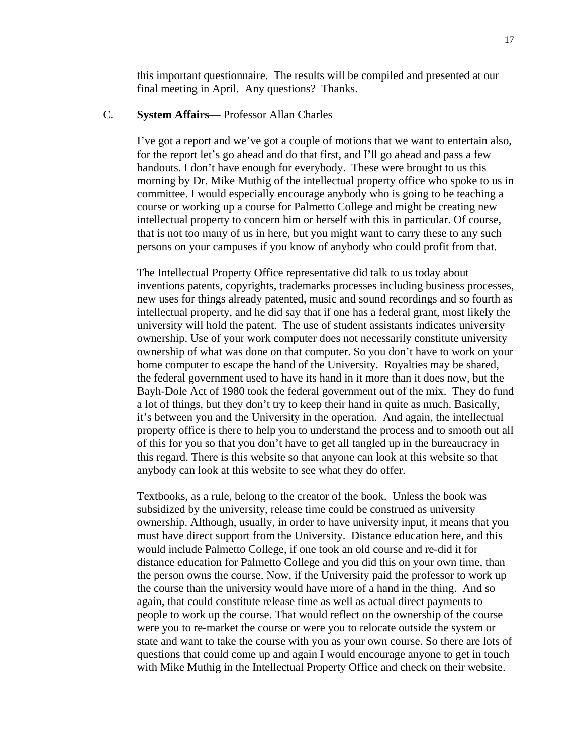this important questionnaire. The results will be compiled and presented at our final meeting in April. Any questions? Thanks.

C. **System Affairs**— Professor Allan Charles

I've got a report and we've got a couple of motions that we want to entertain also, for the report let's go ahead and do that first, and I'll go ahead and pass a few handouts. I don't have enough for everybody. These were brought to us this morning by Dr. Mike Muthig of the intellectual property office who spoke to us in committee. I would especially encourage anybody who is going to be teaching a course or working up a course for Palmetto College and might be creating new intellectual property to concern him or herself with this in particular. Of course, that is not too many of us in here, but you might want to carry these to any such persons on your campuses if you know of anybody who could profit from that.

The Intellectual Property Office representative did talk to us today about inventions patents, copyrights, trademarks processes including business processes, new uses for things already patented, music and sound recordings and so fourth as intellectual property, and he did say that if one has a federal grant, most likely the university will hold the patent. The use of student assistants indicates university ownership. Use of your work computer does not necessarily constitute university ownership of what was done on that computer. So you don't have to work on your home computer to escape the hand of the University. Royalties may be shared, the federal government used to have its hand in it more than it does now, but the Bayh-Dole Act of 1980 took the federal government out of the mix. They do fund a lot of things, but they don't try to keep their hand in quite as much. Basically, it's between you and the University in the operation. And again, the intellectual property office is there to help you to understand the process and to smooth out all of this for you so that you don't have to get all tangled up in the bureaucracy in this regard. There is this website so that anyone can look at this website so that anybody can look at this website to see what they do offer.

Textbooks, as a rule, belong to the creator of the book. Unless the book was subsidized by the university, release time could be construed as university ownership. Although, usually, in order to have university input, it means that you must have direct support from the University. Distance education here, and this would include Palmetto College, if one took an old course and re-did it for distance education for Palmetto College and you did this on your own time, than the person owns the course. Now, if the University paid the professor to work up the course than the university would have more of a hand in the thing. And so again, that could constitute release time as well as actual direct payments to people to work up the course. That would reflect on the ownership of the course were you to re-market the course or were you to relocate outside the system or state and want to take the course with you as your own course. So there are lots of questions that could come up and again I would encourage anyone to get in touch with Mike Muthig in the Intellectual Property Office and check on their website.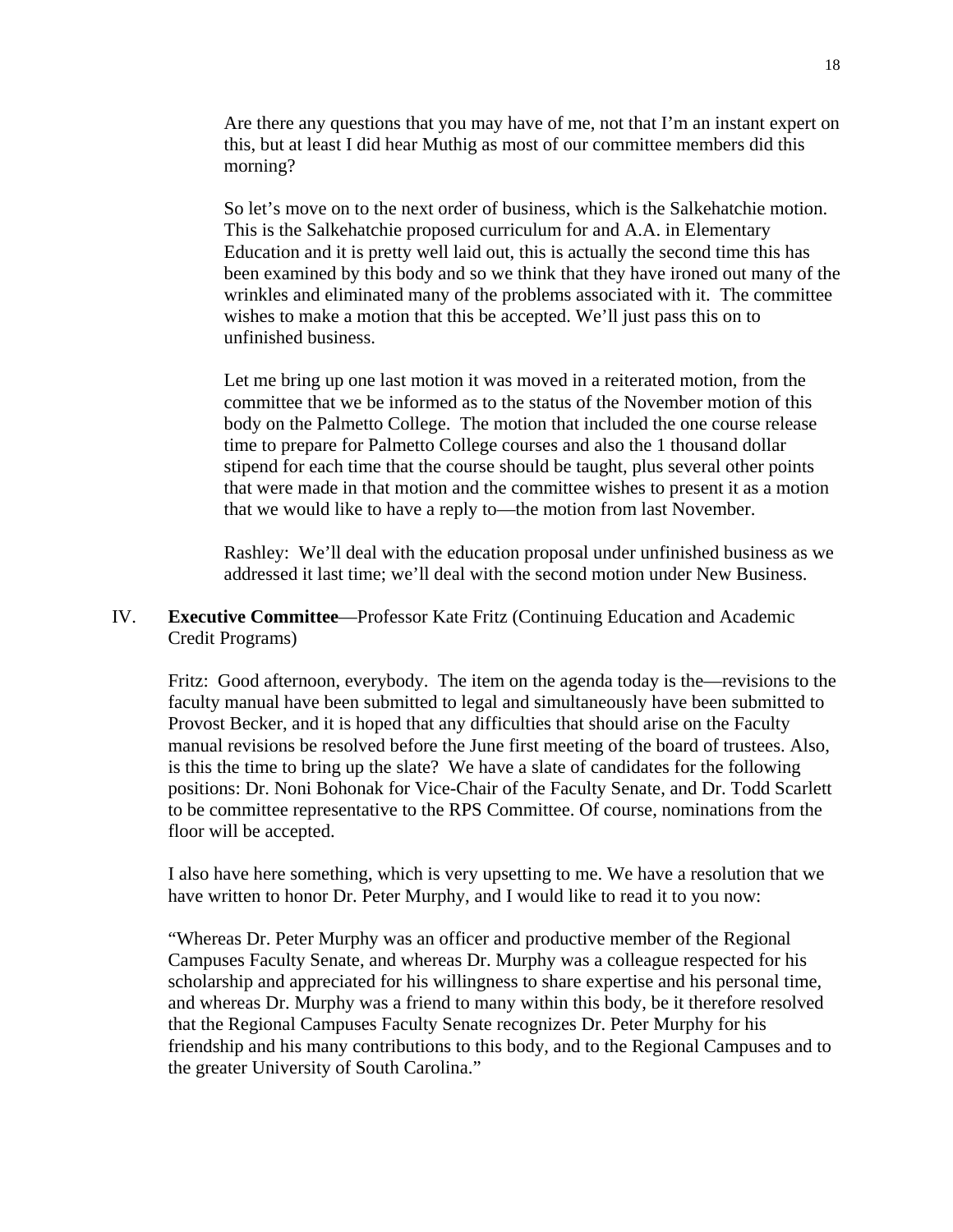Are there any questions that you may have of me, not that I'm an instant expert on this, but at least I did hear Muthig as most of our committee members did this morning?

So let's move on to the next order of business, which is the Salkehatchie motion. This is the Salkehatchie proposed curriculum for and A.A. in Elementary Education and it is pretty well laid out, this is actually the second time this has been examined by this body and so we think that they have ironed out many of the wrinkles and eliminated many of the problems associated with it. The committee wishes to make a motion that this be accepted. We'll just pass this on to unfinished business.

Let me bring up one last motion it was moved in a reiterated motion, from the committee that we be informed as to the status of the November motion of this body on the Palmetto College. The motion that included the one course release time to prepare for Palmetto College courses and also the 1 thousand dollar stipend for each time that the course should be taught, plus several other points that were made in that motion and the committee wishes to present it as a motion that we would like to have a reply to—the motion from last November.

Rashley: We'll deal with the education proposal under unfinished business as we addressed it last time; we'll deal with the second motion under New Business.

IV. **Executive Committee**—Professor Kate Fritz (Continuing Education and Academic Credit Programs)

Fritz: Good afternoon, everybody. The item on the agenda today is the—revisions to the faculty manual have been submitted to legal and simultaneously have been submitted to Provost Becker, and it is hoped that any difficulties that should arise on the Faculty manual revisions be resolved before the June first meeting of the board of trustees. Also, is this the time to bring up the slate? We have a slate of candidates for the following positions: Dr. Noni Bohonak for Vice-Chair of the Faculty Senate, and Dr. Todd Scarlett to be committee representative to the RPS Committee. Of course, nominations from the floor will be accepted.

I also have here something, which is very upsetting to me. We have a resolution that we have written to honor Dr. Peter Murphy, and I would like to read it to you now:

"Whereas Dr. Peter Murphy was an officer and productive member of the Regional Campuses Faculty Senate, and whereas Dr. Murphy was a colleague respected for his scholarship and appreciated for his willingness to share expertise and his personal time, and whereas Dr. Murphy was a friend to many within this body, be it therefore resolved that the Regional Campuses Faculty Senate recognizes Dr. Peter Murphy for his friendship and his many contributions to this body, and to the Regional Campuses and to the greater University of South Carolina."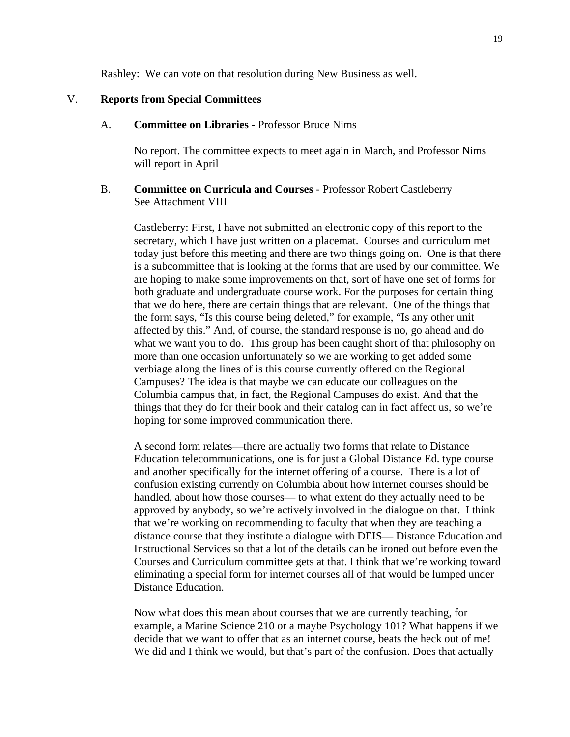Rashley: We can vote on that resolution during New Business as well.

V. **Reports from Special Committees**

A. **Committee on Libraries** - Professor Bruce Nims

No report. The committee expects to meet again in March, and Professor Nims will report in April

B. **Committee on Curricula and Courses** - Professor Robert Castleberry
See Attachment VIII

Castleberry: First, I have not submitted an electronic copy of this report to the secretary, which I have just written on a placemat. Courses and curriculum met today just before this meeting and there are two things going on. One is that there is a subcommittee that is looking at the forms that are used by our committee. We are hoping to make some improvements on that, sort of have one set of forms for both graduate and undergraduate course work. For the purposes for certain thing that we do here, there are certain things that are relevant. One of the things that the form says, "Is this course being deleted," for example, "Is any other unit affected by this." And, of course, the standard response is no, go ahead and do what we want you to do. This group has been caught short of that philosophy on more than one occasion unfortunately so we are working to get added some verbiage along the lines of is this course currently offered on the Regional Campuses? The idea is that maybe we can educate our colleagues on the Columbia campus that, in fact, the Regional Campuses do exist. And that the things that they do for their book and their catalog can in fact affect us, so we're hoping for some improved communication there.

A second form relates—there are actually two forms that relate to Distance Education telecommunications, one is for just a Global Distance Ed. type course and another specifically for the internet offering of a course. There is a lot of confusion existing currently on Columbia about how internet courses should be handled, about how those courses— to what extent do they actually need to be approved by anybody, so we're actively involved in the dialogue on that. I think that we're working on recommending to faculty that when they are teaching a distance course that they institute a dialogue with DEIS— Distance Education and Instructional Services so that a lot of the details can be ironed out before even the Courses and Curriculum committee gets at that. I think that we're working toward eliminating a special form for internet courses all of that would be lumped under Distance Education.

Now what does this mean about courses that we are currently teaching, for example, a Marine Science 210 or a maybe Psychology 101? What happens if we decide that we want to offer that as an internet course, beats the heck out of me! We did and I think we would, but that's part of the confusion. Does that actually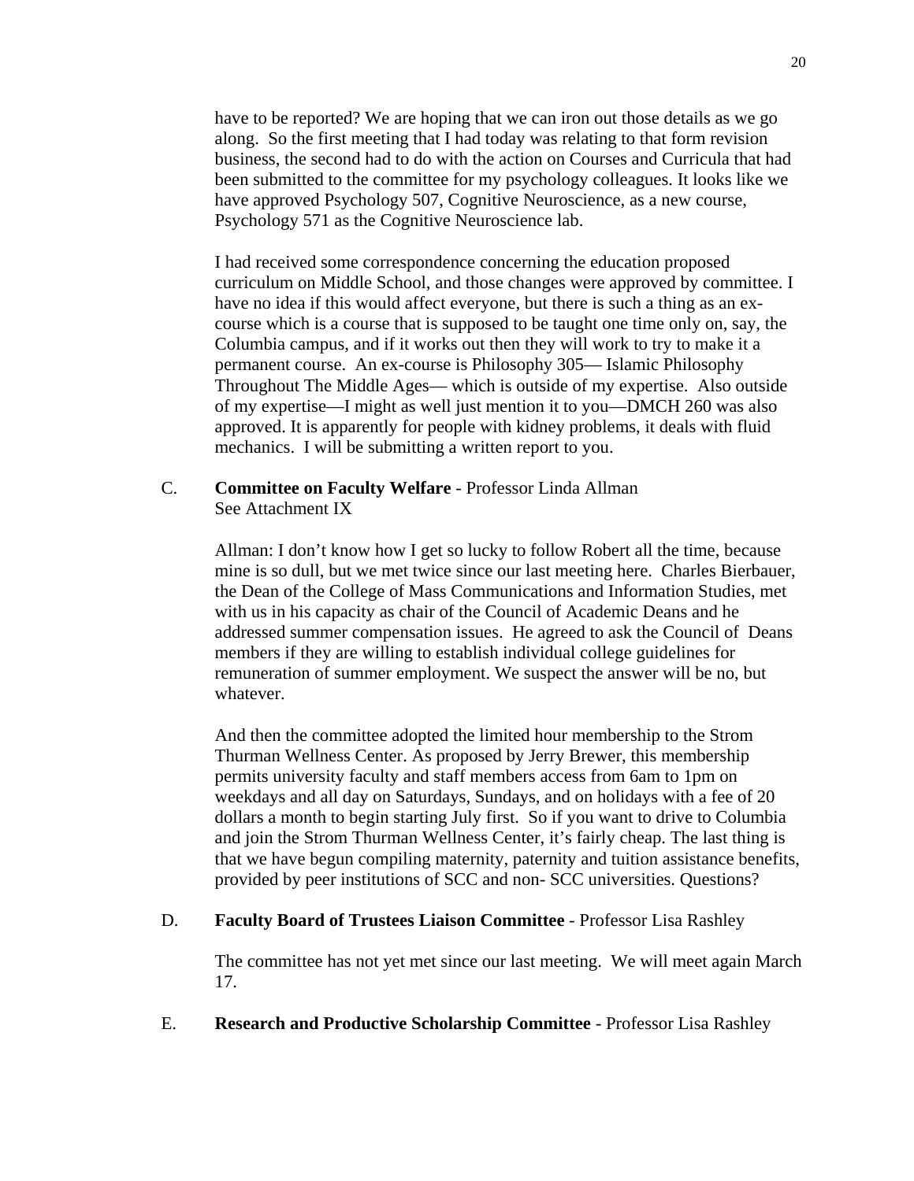have to be reported? We are hoping that we can iron out those details as we go along. So the first meeting that I had today was relating to that form revision business, the second had to do with the action on Courses and Curricula that had been submitted to the committee for my psychology colleagues. It looks like we have approved Psychology 507, Cognitive Neuroscience, as a new course, Psychology 571 as the Cognitive Neuroscience lab.

I had received some correspondence concerning the education proposed curriculum on Middle School, and those changes were approved by committee. I have no idea if this would affect everyone, but there is such a thing as an ex-course which is a course that is supposed to be taught one time only on, say, the Columbia campus, and if it works out then they will work to try to make it a permanent course. An ex-course is Philosophy 305— Islamic Philosophy Throughout The Middle Ages— which is outside of my expertise. Also outside of my expertise—I might as well just mention it to you—DMCH 260 was also approved. It is apparently for people with kidney problems, it deals with fluid mechanics. I will be submitting a written report to you.

C. **Committee on Faculty Welfare** - Professor Linda Allman
See Attachment IX

Allman: I don't know how I get so lucky to follow Robert all the time, because mine is so dull, but we met twice since our last meeting here. Charles Bierbauer, the Dean of the College of Mass Communications and Information Studies, met with us in his capacity as chair of the Council of Academic Deans and he addressed summer compensation issues. He agreed to ask the Council of Deans members if they are willing to establish individual college guidelines for remuneration of summer employment. We suspect the answer will be no, but whatever.

And then the committee adopted the limited hour membership to the Strom Thurman Wellness Center. As proposed by Jerry Brewer, this membership permits university faculty and staff members access from 6am to 1pm on weekdays and all day on Saturdays, Sundays, and on holidays with a fee of 20 dollars a month to begin starting July first. So if you want to drive to Columbia and join the Strom Thurman Wellness Center, it's fairly cheap. The last thing is that we have begun compiling maternity, paternity and tuition assistance benefits, provided by peer institutions of SCC and non- SCC universities. Questions?

D. **Faculty Board of Trustees Liaison Committee** - Professor Lisa Rashley

The committee has not yet met since our last meeting. We will meet again March 17.

E. **Research and Productive Scholarship Committee** - Professor Lisa Rashley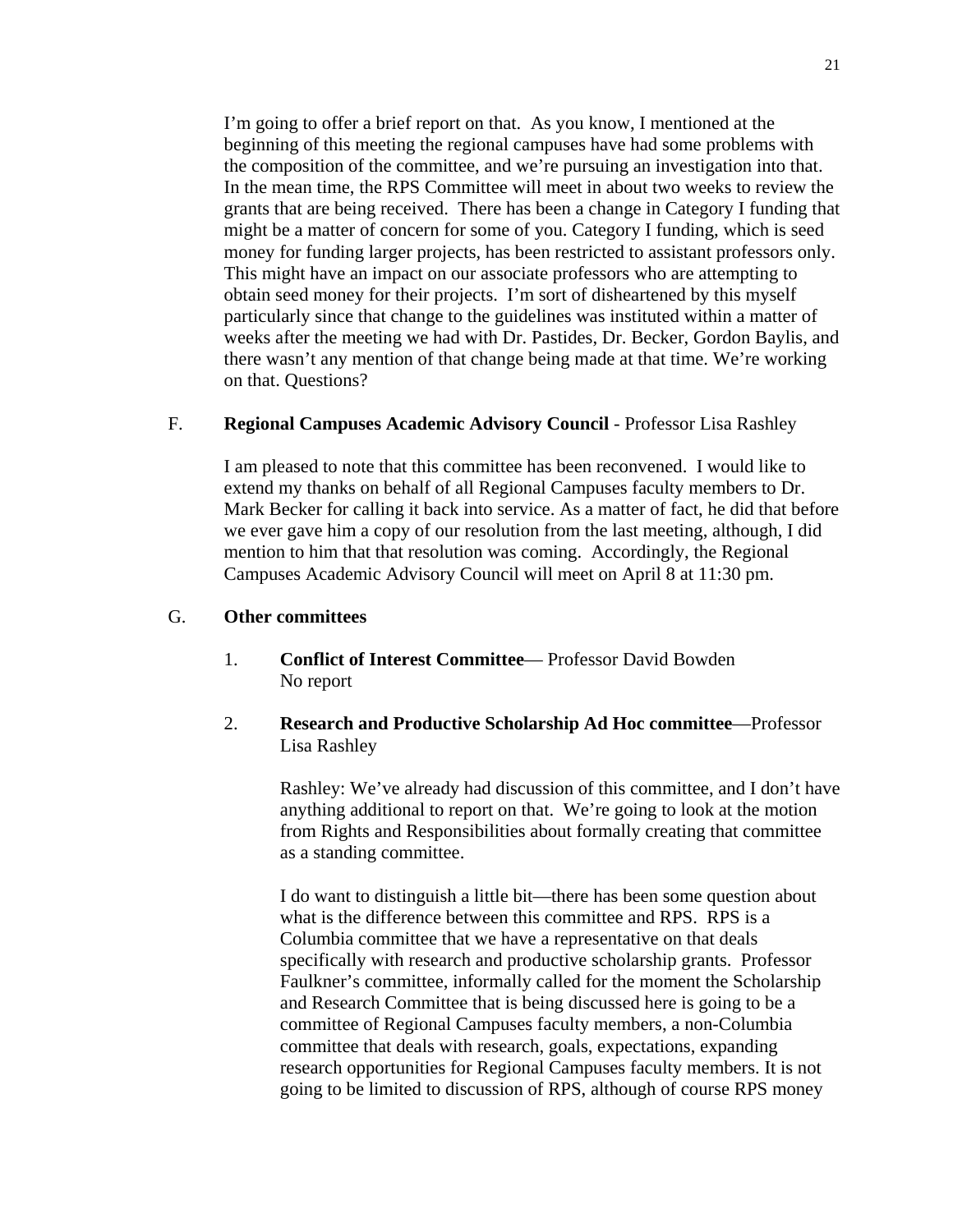I'm going to offer a brief report on that. As you know, I mentioned at the beginning of this meeting the regional campuses have had some problems with the composition of the committee, and we're pursuing an investigation into that. In the mean time, the RPS Committee will meet in about two weeks to review the grants that are being received. There has been a change in Category I funding that might be a matter of concern for some of you. Category I funding, which is seed money for funding larger projects, has been restricted to assistant professors only. This might have an impact on our associate professors who are attempting to obtain seed money for their projects. I'm sort of disheartened by this myself particularly since that change to the guidelines was instituted within a matter of weeks after the meeting we had with Dr. Pastides, Dr. Becker, Gordon Baylis, and there wasn't any mention of that change being made at that time. We're working on that. Questions?

F. **Regional Campuses Academic Advisory Council** - Professor Lisa Rashley

I am pleased to note that this committee has been reconvened. I would like to extend my thanks on behalf of all Regional Campuses faculty members to Dr. Mark Becker for calling it back into service. As a matter of fact, he did that before we ever gave him a copy of our resolution from the last meeting, although, I did mention to him that that resolution was coming. Accordingly, the Regional Campuses Academic Advisory Council will meet on April 8 at 11:30 pm.

G. **Other committees**

1. **Conflict of Interest Committee**— Professor David Bowden
   No report

2. **Research and Productive Scholarship Ad Hoc committee**—Professor Lisa Rashley

   Rashley: We've already had discussion of this committee, and I don't have anything additional to report on that. We're going to look at the motion from Rights and Responsibilities about formally creating that committee as a standing committee.

   I do want to distinguish a little bit—there has been some question about what is the difference between this committee and RPS. RPS is a Columbia committee that we have a representative on that deals specifically with research and productive scholarship grants. Professor Faulkner's committee, informally called for the moment the Scholarship and Research Committee that is being discussed here is going to be a committee of Regional Campuses faculty members, a non-Columbia committee that deals with research, goals, expectations, expanding research opportunities for Regional Campuses faculty members. It is not going to be limited to discussion of RPS, although of course RPS money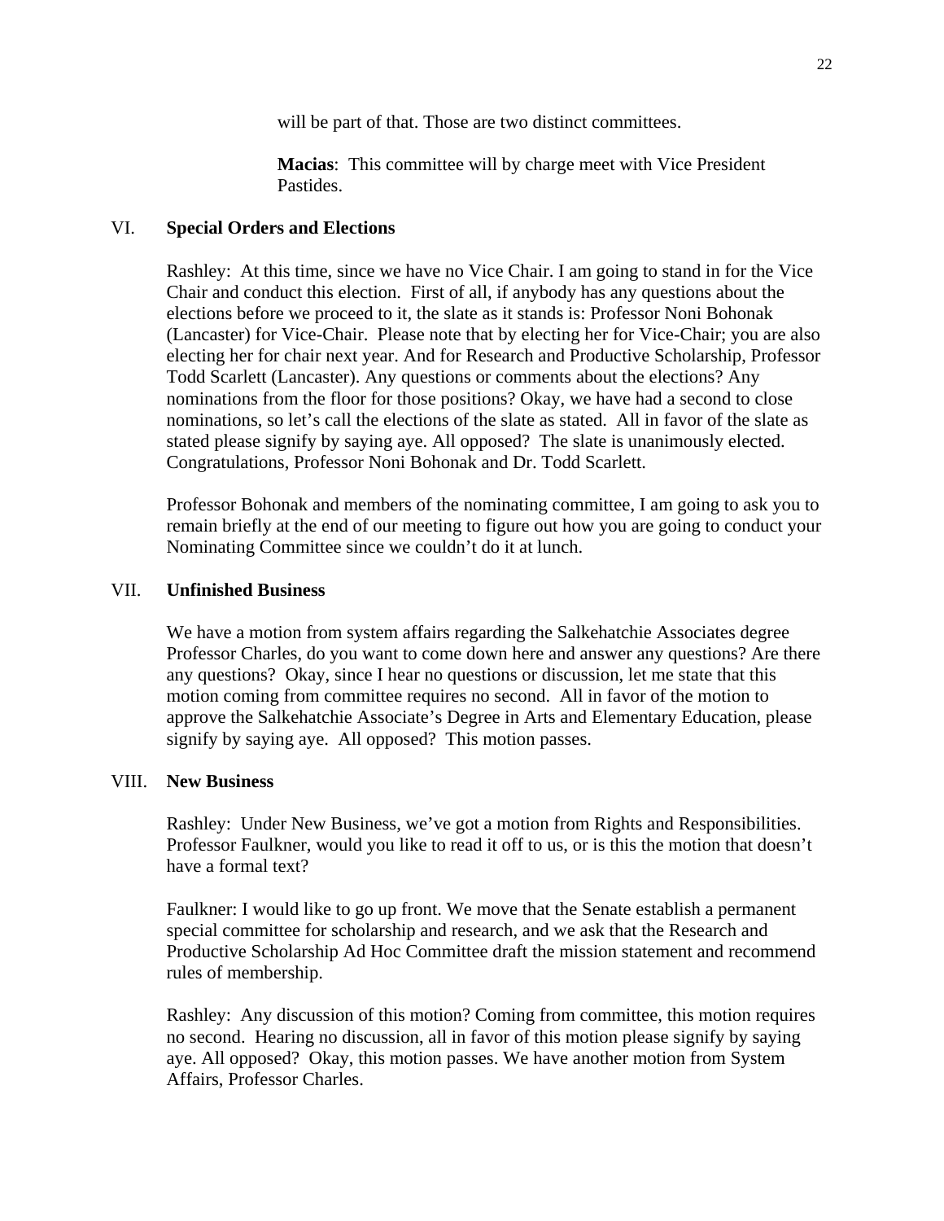will be part of that. Those are two distinct committees.

**Macias**: This committee will by charge meet with Vice President Pastides.

VI. **Special Orders and Elections**

Rashley: At this time, since we have no Vice Chair. I am going to stand in for the Vice Chair and conduct this election. First of all, if anybody has any questions about the elections before we proceed to it, the slate as it stands is: Professor Noni Bohonak (Lancaster) for Vice-Chair. Please note that by electing her for Vice-Chair; you are also electing her for chair next year. And for Research and Productive Scholarship, Professor Todd Scarlett (Lancaster). Any questions or comments about the elections? Any nominations from the floor for those positions? Okay, we have had a second to close nominations, so let's call the elections of the slate as stated. All in favor of the slate as stated please signify by saying aye. All opposed? The slate is unanimously elected. Congratulations, Professor Noni Bohonak and Dr. Todd Scarlett.

Professor Bohonak and members of the nominating committee, I am going to ask you to remain briefly at the end of our meeting to figure out how you are going to conduct your Nominating Committee since we couldn't do it at lunch.

VII. **Unfinished Business**

We have a motion from system affairs regarding the Salkehatchie Associates degree Professor Charles, do you want to come down here and answer any questions? Are there any questions? Okay, since I hear no questions or discussion, let me state that this motion coming from committee requires no second. All in favor of the motion to approve the Salkehatchie Associate's Degree in Arts and Elementary Education, please signify by saying aye. All opposed? This motion passes.

VIII. **New Business**

Rashley: Under New Business, we've got a motion from Rights and Responsibilities. Professor Faulkner, would you like to read it off to us, or is this the motion that doesn't have a formal text?

Faulkner: I would like to go up front. We move that the Senate establish a permanent special committee for scholarship and research, and we ask that the Research and Productive Scholarship Ad Hoc Committee draft the mission statement and recommend rules of membership.

Rashley: Any discussion of this motion? Coming from committee, this motion requires no second. Hearing no discussion, all in favor of this motion please signify by saying aye. All opposed? Okay, this motion passes. We have another motion from System Affairs, Professor Charles.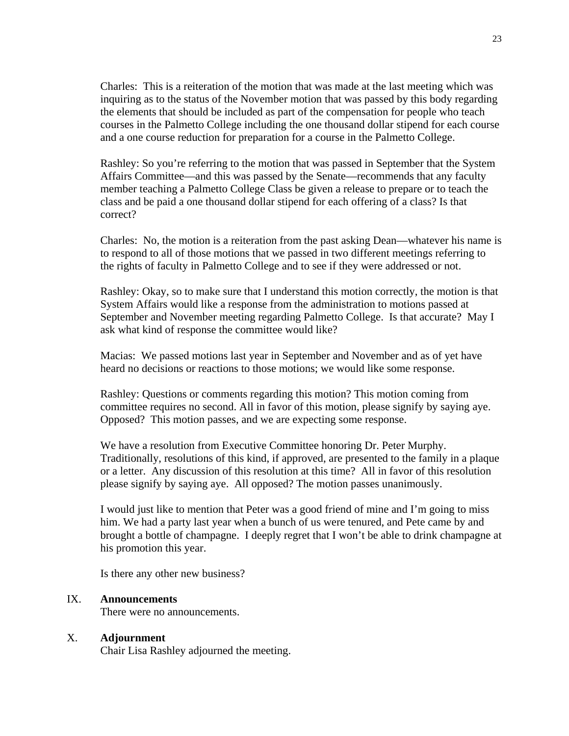Charles: This is a reiteration of the motion that was made at the last meeting which was inquiring as to the status of the November motion that was passed by this body regarding the elements that should be included as part of the compensation for people who teach courses in the Palmetto College including the one thousand dollar stipend for each course and a one course reduction for preparation for a course in the Palmetto College.

Rashley: So you're referring to the motion that was passed in September that the System Affairs Committee—and this was passed by the Senate—recommends that any faculty member teaching a Palmetto College Class be given a release to prepare or to teach the class and be paid a one thousand dollar stipend for each offering of a class? Is that correct?

Charles: No, the motion is a reiteration from the past asking Dean—whatever his name is to respond to all of those motions that we passed in two different meetings referring to the rights of faculty in Palmetto College and to see if they were addressed or not.

Rashley: Okay, so to make sure that I understand this motion correctly, the motion is that System Affairs would like a response from the administration to motions passed at September and November meeting regarding Palmetto College. Is that accurate? May I ask what kind of response the committee would like?

Macias: We passed motions last year in September and November and as of yet have heard no decisions or reactions to those motions; we would like some response.

Rashley: Questions or comments regarding this motion? This motion coming from committee requires no second. All in favor of this motion, please signify by saying aye. Opposed? This motion passes, and we are expecting some response.

We have a resolution from Executive Committee honoring Dr. Peter Murphy. Traditionally, resolutions of this kind, if approved, are presented to the family in a plaque or a letter. Any discussion of this resolution at this time? All in favor of this resolution please signify by saying aye. All opposed? The motion passes unanimously.

I would just like to mention that Peter was a good friend of mine and I'm going to miss him. We had a party last year when a bunch of us were tenured, and Pete came by and brought a bottle of champagne. I deeply regret that I won't be able to drink champagne at his promotion this year.

Is there any other new business?

## IX. **Announcements**

There were no announcements.

## X. **Adjournment**

Chair Lisa Rashley adjourned the meeting.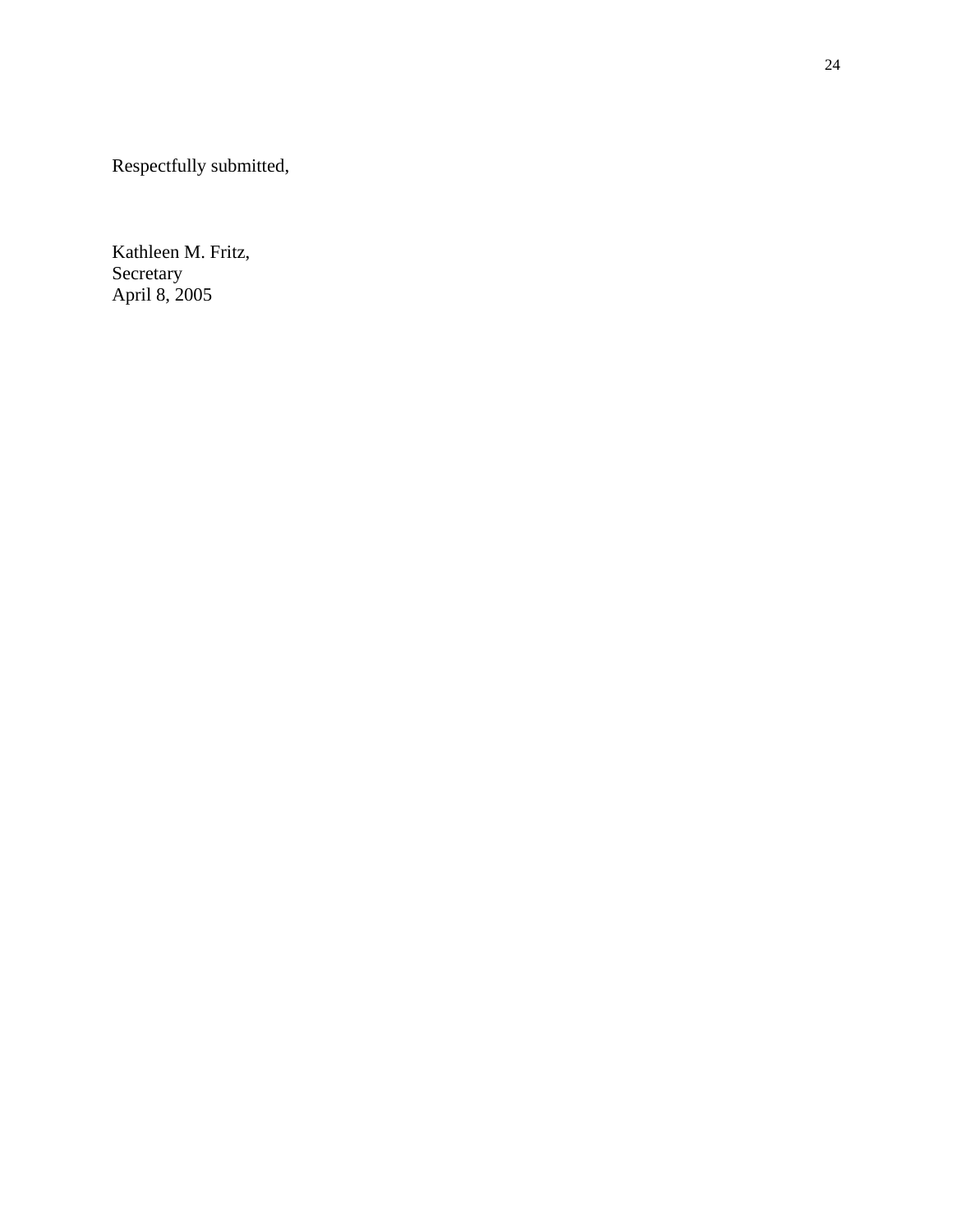Respectfully submitted,

Kathleen M. Fritz,  
Secretary  
April 8, 2005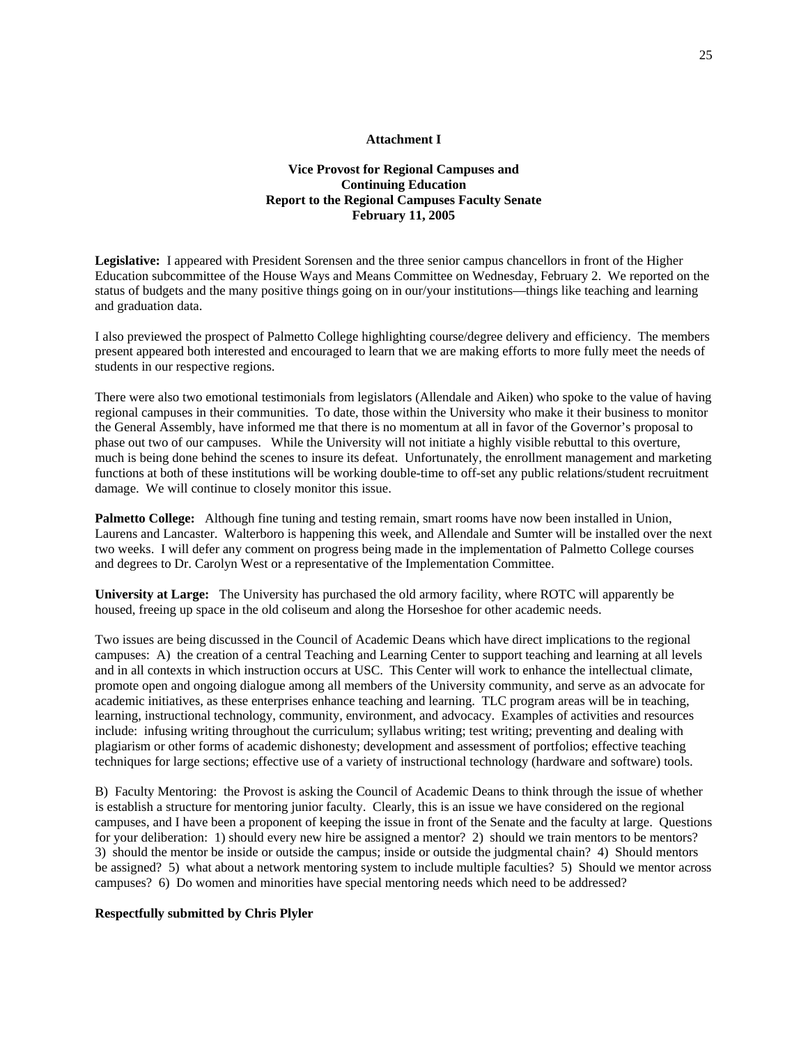**Attachment I**

**Vice Provost for Regional Campuses and Continuing Education Report to the Regional Campuses Faculty Senate February 11, 2005**

**Legislative:** I appeared with President Sorensen and the three senior campus chancellors in front of the Higher Education subcommittee of the House Ways and Means Committee on Wednesday, February 2. We reported on the status of budgets and the many positive things going on in our/your institutions—things like teaching and learning and graduation data.

I also previewed the prospect of Palmetto College highlighting course/degree delivery and efficiency. The members present appeared both interested and encouraged to learn that we are making efforts to more fully meet the needs of students in our respective regions.

There were also two emotional testimonials from legislators (Allendale and Aiken) who spoke to the value of having regional campuses in their communities. To date, those within the University who make it their business to monitor the General Assembly, have informed me that there is no momentum at all in favor of the Governor's proposal to phase out two of our campuses. While the University will not initiate a highly visible rebuttal to this overture, much is being done behind the scenes to insure its defeat. Unfortunately, the enrollment management and marketing functions at both of these institutions will be working double-time to off-set any public relations/student recruitment damage. We will continue to closely monitor this issue.

**Palmetto College:** Although fine tuning and testing remain, smart rooms have now been installed in Union, Laurens and Lancaster. Walterboro is happening this week, and Allendale and Sumter will be installed over the next two weeks. I will defer any comment on progress being made in the implementation of Palmetto College courses and degrees to Dr. Carolyn West or a representative of the Implementation Committee.

**University at Large:** The University has purchased the old armory facility, where ROTC will apparently be housed, freeing up space in the old coliseum and along the Horseshoe for other academic needs.

Two issues are being discussed in the Council of Academic Deans which have direct implications to the regional campuses: A) the creation of a central Teaching and Learning Center to support teaching and learning at all levels and in all contexts in which instruction occurs at USC. This Center will work to enhance the intellectual climate, promote open and ongoing dialogue among all members of the University community, and serve as an advocate for academic initiatives, as these enterprises enhance teaching and learning. TLC program areas will be in teaching, learning, instructional technology, community, environment, and advocacy. Examples of activities and resources include: infusing writing throughout the curriculum; syllabus writing; test writing; preventing and dealing with plagiarism or other forms of academic dishonesty; development and assessment of portfolios; effective teaching techniques for large sections; effective use of a variety of instructional technology (hardware and software) tools.

B) Faculty Mentoring: the Provost is asking the Council of Academic Deans to think through the issue of whether is establish a structure for mentoring junior faculty. Clearly, this is an issue we have considered on the regional campuses, and I have been a proponent of keeping the issue in front of the Senate and the faculty at large. Questions for your deliberation: 1) should every new hire be assigned a mentor? 2) should we train mentors to be mentors? 3) should the mentor be inside or outside the campus; inside or outside the judgmental chain? 4) Should mentors be assigned? 5) what about a network mentoring system to include multiple faculties? 5) Should we mentor across campuses? 6) Do women and minorities have special mentoring needs which need to be addressed?

**Respectfully submitted by Chris Plyler**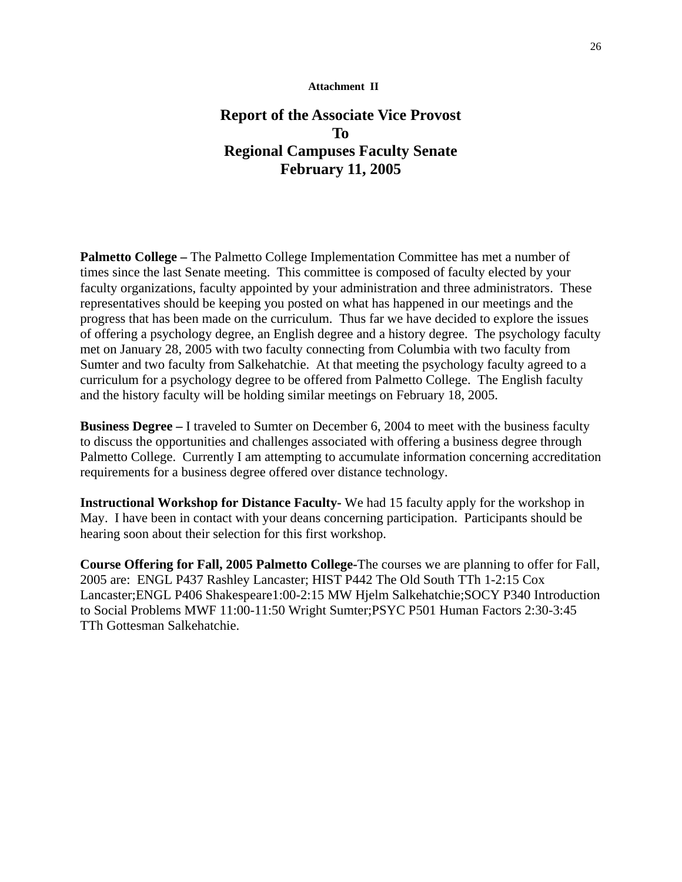**Attachment II**

# Report of the Associate Vice Provost To Regional Campuses Faculty Senate February 11, 2005

**Palmetto College –** The Palmetto College Implementation Committee has met a number of times since the last Senate meeting. This committee is composed of faculty elected by your faculty organizations, faculty appointed by your administration and three administrators. These representatives should be keeping you posted on what has happened in our meetings and the progress that has been made on the curriculum. Thus far we have decided to explore the issues of offering a psychology degree, an English degree and a history degree. The psychology faculty met on January 28, 2005 with two faculty connecting from Columbia with two faculty from Sumter and two faculty from Salkehatchie. At that meeting the psychology faculty agreed to a curriculum for a psychology degree to be offered from Palmetto College. The English faculty and the history faculty will be holding similar meetings on February 18, 2005.

**Business Degree –** I traveled to Sumter on December 6, 2004 to meet with the business faculty to discuss the opportunities and challenges associated with offering a business degree through Palmetto College. Currently I am attempting to accumulate information concerning accreditation requirements for a business degree offered over distance technology.

**Instructional Workshop for Distance Faculty-** We had 15 faculty apply for the workshop in May. I have been in contact with your deans concerning participation. Participants should be hearing soon about their selection for this first workshop.

**Course Offering for Fall, 2005 Palmetto College-**The courses we are planning to offer for Fall, 2005 are: ENGL P437 Rashley Lancaster; HIST P442 The Old South TTh 1-2:15 Cox Lancaster;ENGL P406 Shakespeare1:00-2:15 MW Hjelm Salkehatchie;SOCY P340 Introduction to Social Problems MWF 11:00-11:50 Wright Sumter;PSYC P501 Human Factors 2:30-3:45 TTh Gottesman Salkehatchie.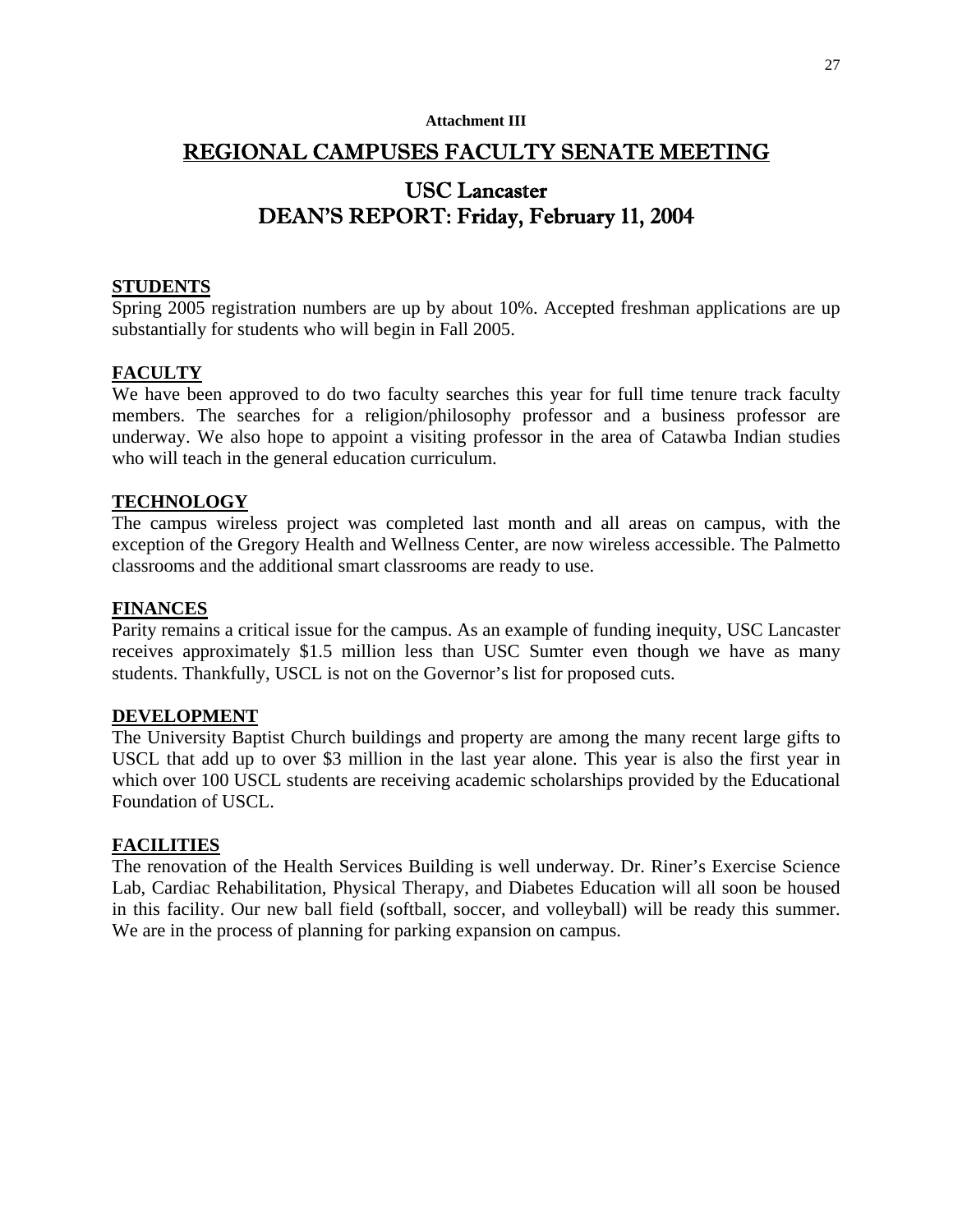**Attachment III**

# REGIONAL CAMPUSES FACULTY SENATE MEETING

## USC Lancaster
## DEAN'S REPORT: Friday, February 11, 2004

### STUDENTS

Spring 2005 registration numbers are up by about 10%. Accepted freshman applications are up substantially for students who will begin in Fall 2005.

### FACULTY

We have been approved to do two faculty searches this year for full time tenure track faculty members. The searches for a religion/philosophy professor and a business professor are underway. We also hope to appoint a visiting professor in the area of Catawba Indian studies who will teach in the general education curriculum.

### TECHNOLOGY

The campus wireless project was completed last month and all areas on campus, with the exception of the Gregory Health and Wellness Center, are now wireless accessible. The Palmetto classrooms and the additional smart classrooms are ready to use.

### FINANCES

Parity remains a critical issue for the campus. As an example of funding inequity, USC Lancaster receives approximately $1.5 million less than USC Sumter even though we have as many students. Thankfully, USCL is not on the Governor's list for proposed cuts.

### DEVELOPMENT

The University Baptist Church buildings and property are among the many recent large gifts to USCL that add up to over $3 million in the last year alone. This year is also the first year in which over 100 USCL students are receiving academic scholarships provided by the Educational Foundation of USCL.

### FACILITIES

The renovation of the Health Services Building is well underway. Dr. Riner's Exercise Science Lab, Cardiac Rehabilitation, Physical Therapy, and Diabetes Education will all soon be housed in this facility. Our new ball field (softball, soccer, and volleyball) will be ready this summer. We are in the process of planning for parking expansion on campus.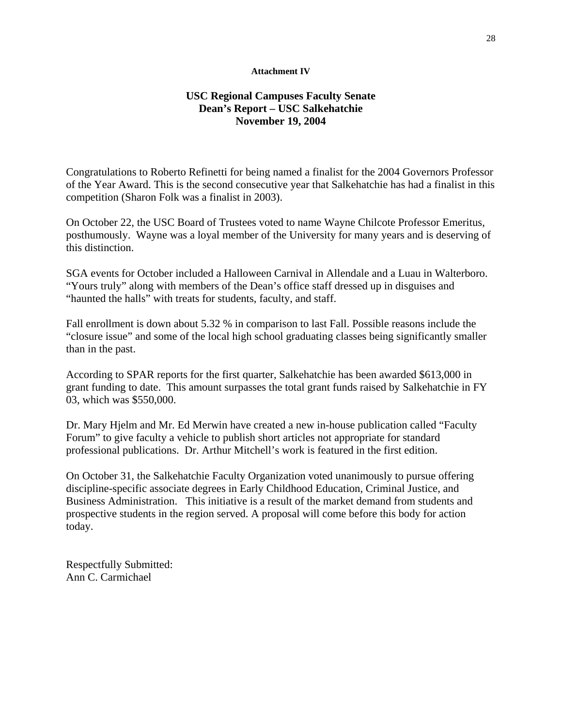**Attachment IV**

## USC Regional Campuses Faculty Senate
## Dean's Report – USC Salkehatchie
## November 19, 2004

Congratulations to Roberto Refinetti for being named a finalist for the 2004 Governors Professor of the Year Award. This is the second consecutive year that Salkehatchie has had a finalist in this competition (Sharon Folk was a finalist in 2003).

On October 22, the USC Board of Trustees voted to name Wayne Chilcote Professor Emeritus, posthumously. Wayne was a loyal member of the University for many years and is deserving of this distinction.

SGA events for October included a Halloween Carnival in Allendale and a Luau in Walterboro. "Yours truly" along with members of the Dean's office staff dressed up in disguises and "haunted the halls" with treats for students, faculty, and staff.

Fall enrollment is down about 5.32 % in comparison to last Fall. Possible reasons include the "closure issue" and some of the local high school graduating classes being significantly smaller than in the past.

According to SPAR reports for the first quarter, Salkehatchie has been awarded $613,000 in grant funding to date. This amount surpasses the total grant funds raised by Salkehatchie in FY 03, which was $550,000.

Dr. Mary Hjelm and Mr. Ed Merwin have created a new in-house publication called "Faculty Forum" to give faculty a vehicle to publish short articles not appropriate for standard professional publications. Dr. Arthur Mitchell's work is featured in the first edition.

On October 31, the Salkehatchie Faculty Organization voted unanimously to pursue offering discipline-specific associate degrees in Early Childhood Education, Criminal Justice, and Business Administration. This initiative is a result of the market demand from students and prospective students in the region served. A proposal will come before this body for action today.

Respectfully Submitted:
Ann C. Carmichael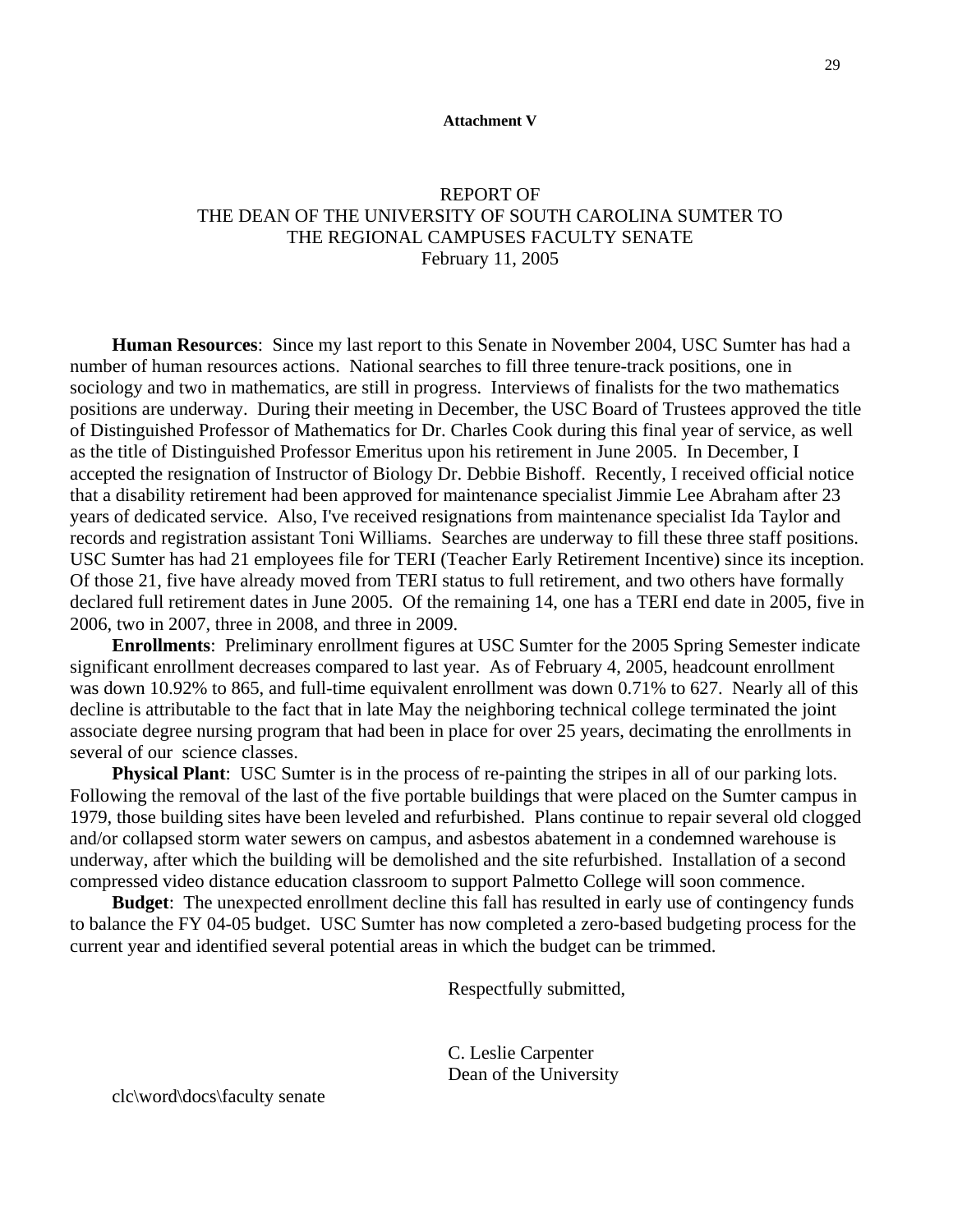**Attachment V**

# REPORT OF
# THE DEAN OF THE UNIVERSITY OF SOUTH CAROLINA SUMTER TO
# THE REGIONAL CAMPUSES FACULTY SENATE
February 11, 2005

**Human Resources**: Since my last report to this Senate in November 2004, USC Sumter has had a number of human resources actions. National searches to fill three tenure-track positions, one in sociology and two in mathematics, are still in progress. Interviews of finalists for the two mathematics positions are underway. During their meeting in December, the USC Board of Trustees approved the title of Distinguished Professor of Mathematics for Dr. Charles Cook during this final year of service, as well as the title of Distinguished Professor Emeritus upon his retirement in June 2005. In December, I accepted the resignation of Instructor of Biology Dr. Debbie Bishoff. Recently, I received official notice that a disability retirement had been approved for maintenance specialist Jimmie Lee Abraham after 23 years of dedicated service. Also, I've received resignations from maintenance specialist Ida Taylor and records and registration assistant Toni Williams. Searches are underway to fill these three staff positions. USC Sumter has had 21 employees file for TERI (Teacher Early Retirement Incentive) since its inception. Of those 21, five have already moved from TERI status to full retirement, and two others have formally declared full retirement dates in June 2005. Of the remaining 14, one has a TERI end date in 2005, five in 2006, two in 2007, three in 2008, and three in 2009.

**Enrollments**: Preliminary enrollment figures at USC Sumter for the 2005 Spring Semester indicate significant enrollment decreases compared to last year. As of February 4, 2005, headcount enrollment was down 10.92% to 865, and full-time equivalent enrollment was down 0.71% to 627. Nearly all of this decline is attributable to the fact that in late May the neighboring technical college terminated the joint associate degree nursing program that had been in place for over 25 years, decimating the enrollments in several of our science classes.

**Physical Plant**: USC Sumter is in the process of re-painting the stripes in all of our parking lots. Following the removal of the last of the five portable buildings that were placed on the Sumter campus in 1979, those building sites have been leveled and refurbished. Plans continue to repair several old clogged and/or collapsed storm water sewers on campus, and asbestos abatement in a condemned warehouse is underway, after which the building will be demolished and the site refurbished. Installation of a second compressed video distance education classroom to support Palmetto College will soon commence.

**Budget**: The unexpected enrollment decline this fall has resulted in early use of contingency funds to balance the FY 04-05 budget. USC Sumter has now completed a zero-based budgeting process for the current year and identified several potential areas in which the budget can be trimmed.

Respectfully submitted,

C. Leslie Carpenter
Dean of the University

clc\word\docs\faculty senate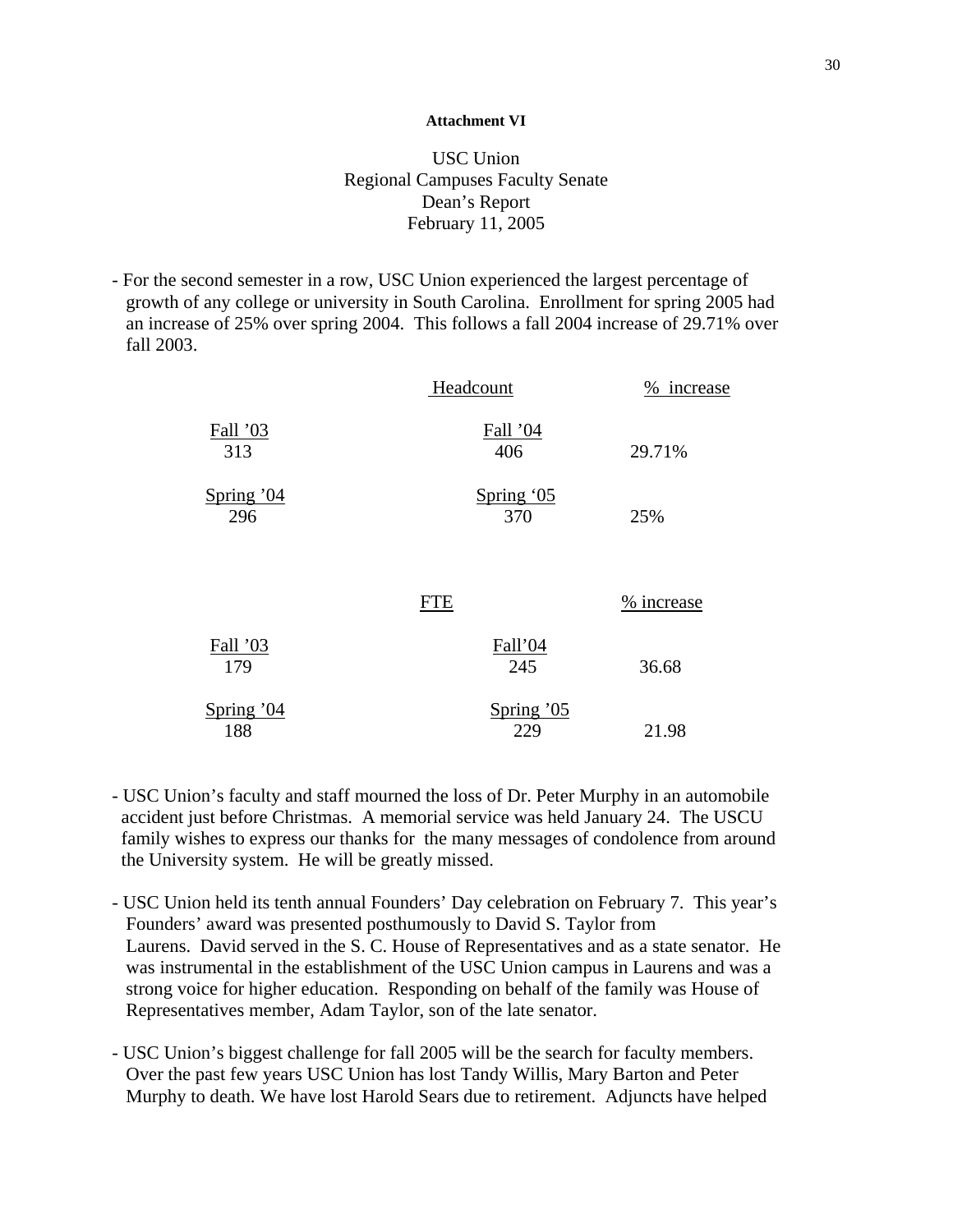**Attachment VI**

USC Union
Regional Campuses Faculty Senate
Dean's Report
February 11, 2005

- For the second semester in a row, USC Union experienced the largest percentage of growth of any college or university in South Carolina. Enrollment for spring 2005 had an increase of 25% over spring 2004. This follows a fall 2004 increase of 29.71% over fall 2003.

| | Headcount | % increase |
|---|---|---|
| Fall '03<br>313 | Fall '04<br>406 | 29.71% |
| Spring '04<br>296 | Spring '05<br>370 | 25% |

| | FTE | % increase |
|---|---|---|
| Fall '03<br>179 | Fall'04<br>245 | 36.68 |
| Spring '04<br>188 | Spring '05<br>229 | 21.98 |

- USC Union's faculty and staff mourned the loss of Dr. Peter Murphy in an automobile accident just before Christmas. A memorial service was held January 24. The USCU family wishes to express our thanks for the many messages of condolence from around the University system. He will be greatly missed.

- USC Union held its tenth annual Founders' Day celebration on February 7. This year's Founders' award was presented posthumously to David S. Taylor from Laurens. David served in the S. C. House of Representatives and as a state senator. He was instrumental in the establishment of the USC Union campus in Laurens and was a strong voice for higher education. Responding on behalf of the family was House of Representatives member, Adam Taylor, son of the late senator.

- USC Union's biggest challenge for fall 2005 will be the search for faculty members. Over the past few years USC Union has lost Tandy Willis, Mary Barton and Peter Murphy to death. We have lost Harold Sears due to retirement. Adjuncts have helped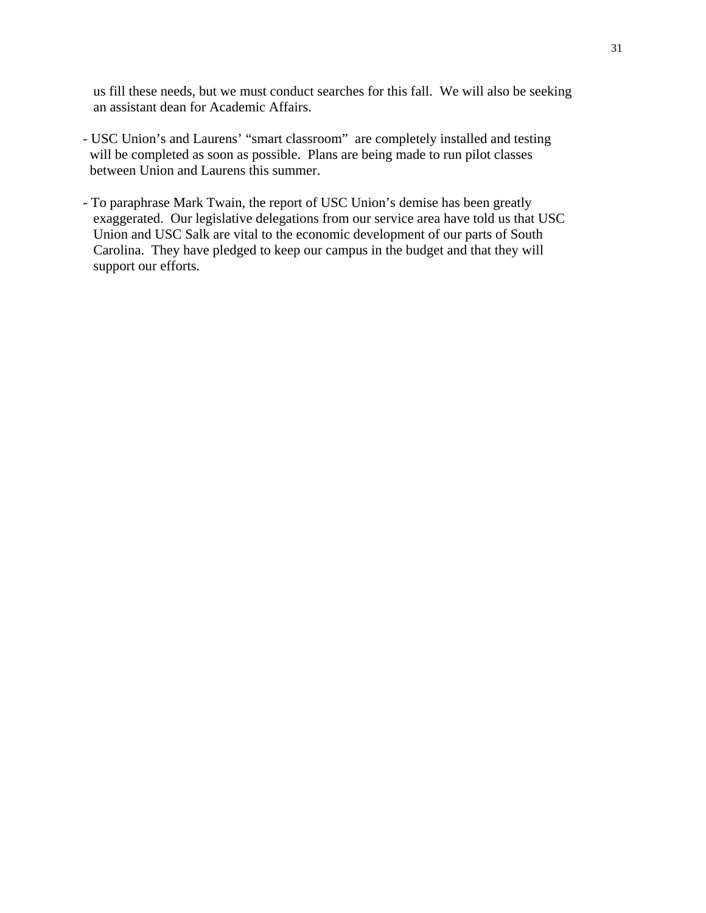us fill these needs, but we must conduct searches for this fall.  We will also be seeking an assistant dean for Academic Affairs.

- USC Union's and Laurens' "smart classroom"  are completely installed and testing will be completed as soon as possible.  Plans are being made to run pilot classes between Union and Laurens this summer.

- To paraphrase Mark Twain, the report of USC Union's demise has been greatly exaggerated.  Our legislative delegations from our service area have told us that USC Union and USC Salk are vital to the economic development of our parts of South Carolina.  They have pledged to keep our campus in the budget and that they will support our efforts.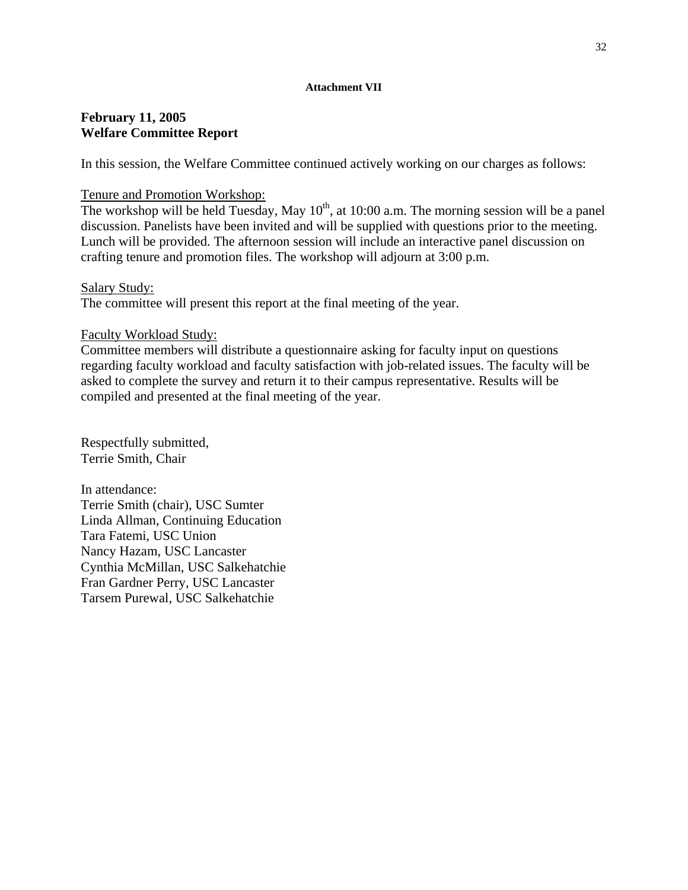**Attachment VII**

## February 11, 2005
## Welfare Committee Report

In this session, the Welfare Committee continued actively working on our charges as follows:

Tenure and Promotion Workshop:
The workshop will be held Tuesday, May 10th, at 10:00 a.m. The morning session will be a panel discussion. Panelists have been invited and will be supplied with questions prior to the meeting. Lunch will be provided. The afternoon session will include an interactive panel discussion on crafting tenure and promotion files. The workshop will adjourn at 3:00 p.m.

Salary Study:
The committee will present this report at the final meeting of the year.

Faculty Workload Study:
Committee members will distribute a questionnaire asking for faculty input on questions regarding faculty workload and faculty satisfaction with job-related issues. The faculty will be asked to complete the survey and return it to their campus representative. Results will be compiled and presented at the final meeting of the year.

Respectfully submitted,
Terrie Smith, Chair

In attendance:
Terrie Smith (chair), USC Sumter
Linda Allman, Continuing Education
Tara Fatemi, USC Union
Nancy Hazam, USC Lancaster
Cynthia McMillan, USC Salkehatchie
Fran Gardner Perry, USC Lancaster
Tarsem Purewal, USC Salkehatchie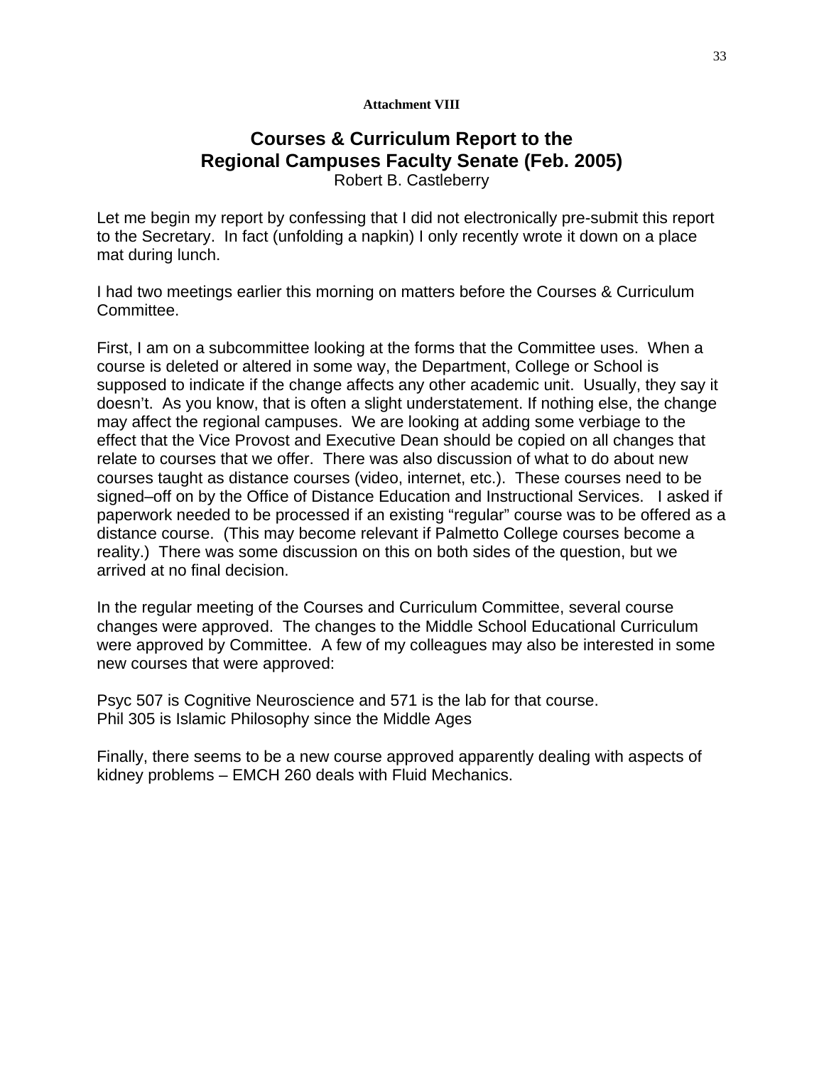**Attachment VIII**

# Courses & Curriculum Report to the Regional Campuses Faculty Senate (Feb. 2005)

Robert B. Castleberry

Let me begin my report by confessing that I did not electronically pre-submit this report to the Secretary. In fact (unfolding a napkin) I only recently wrote it down on a place mat during lunch.

I had two meetings earlier this morning on matters before the Courses & Curriculum Committee.

First, I am on a subcommittee looking at the forms that the Committee uses. When a course is deleted or altered in some way, the Department, College or School is supposed to indicate if the change affects any other academic unit. Usually, they say it doesn't. As you know, that is often a slight understatement. If nothing else, the change may affect the regional campuses. We are looking at adding some verbiage to the effect that the Vice Provost and Executive Dean should be copied on all changes that relate to courses that we offer. There was also discussion of what to do about new courses taught as distance courses (video, internet, etc.). These courses need to be signed–off on by the Office of Distance Education and Instructional Services. I asked if paperwork needed to be processed if an existing "regular" course was to be offered as a distance course. (This may become relevant if Palmetto College courses become a reality.) There was some discussion on this on both sides of the question, but we arrived at no final decision.

In the regular meeting of the Courses and Curriculum Committee, several course changes were approved. The changes to the Middle School Educational Curriculum were approved by Committee. A few of my colleagues may also be interested in some new courses that were approved:

Psyc 507 is Cognitive Neuroscience and 571 is the lab for that course.
Phil 305 is Islamic Philosophy since the Middle Ages

Finally, there seems to be a new course approved apparently dealing with aspects of kidney problems – EMCH 260 deals with Fluid Mechanics.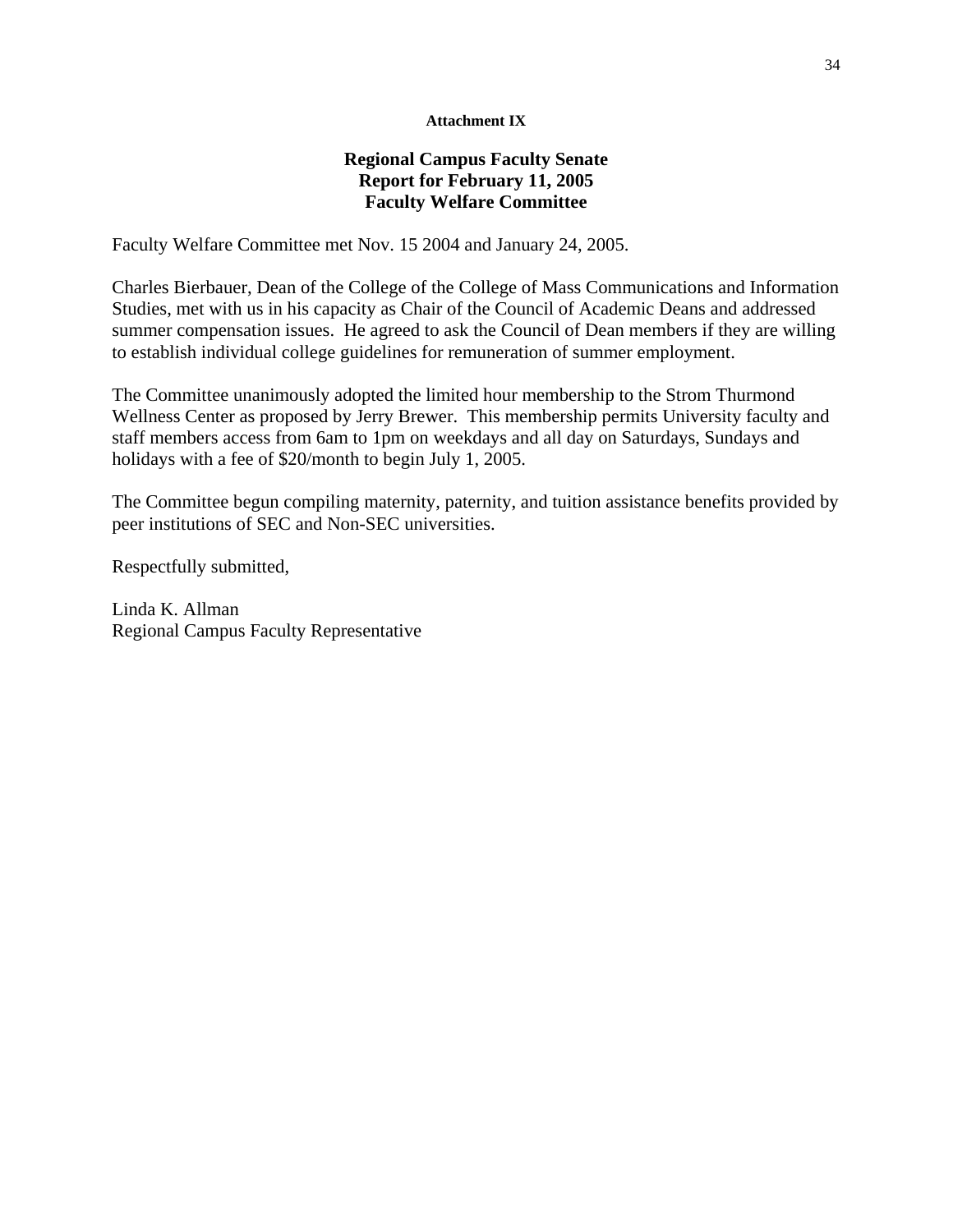**Attachment IX**

## Regional Campus Faculty Senate
## Report for February 11, 2005
## Faculty Welfare Committee

Faculty Welfare Committee met Nov. 15 2004 and January 24, 2005.

Charles Bierbauer, Dean of the College of the College of Mass Communications and Information Studies, met with us in his capacity as Chair of the Council of Academic Deans and addressed summer compensation issues. He agreed to ask the Council of Dean members if they are willing to establish individual college guidelines for remuneration of summer employment.

The Committee unanimously adopted the limited hour membership to the Strom Thurmond Wellness Center as proposed by Jerry Brewer. This membership permits University faculty and staff members access from 6am to 1pm on weekdays and all day on Saturdays, Sundays and holidays with a fee of $20/month to begin July 1, 2005.

The Committee begun compiling maternity, paternity, and tuition assistance benefits provided by peer institutions of SEC and Non-SEC universities.

Respectfully submitted,

Linda K. Allman
Regional Campus Faculty Representative